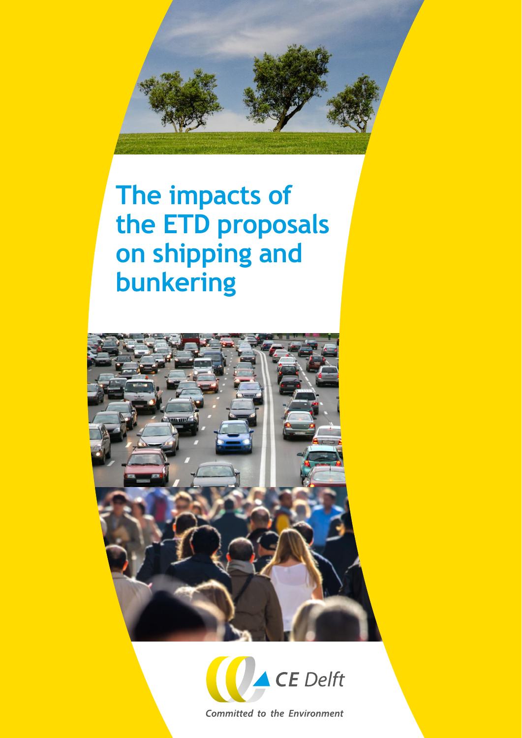# The impacts of the ETD proposals on shipping and bunkering

CE Delft

*Committed to the Environment*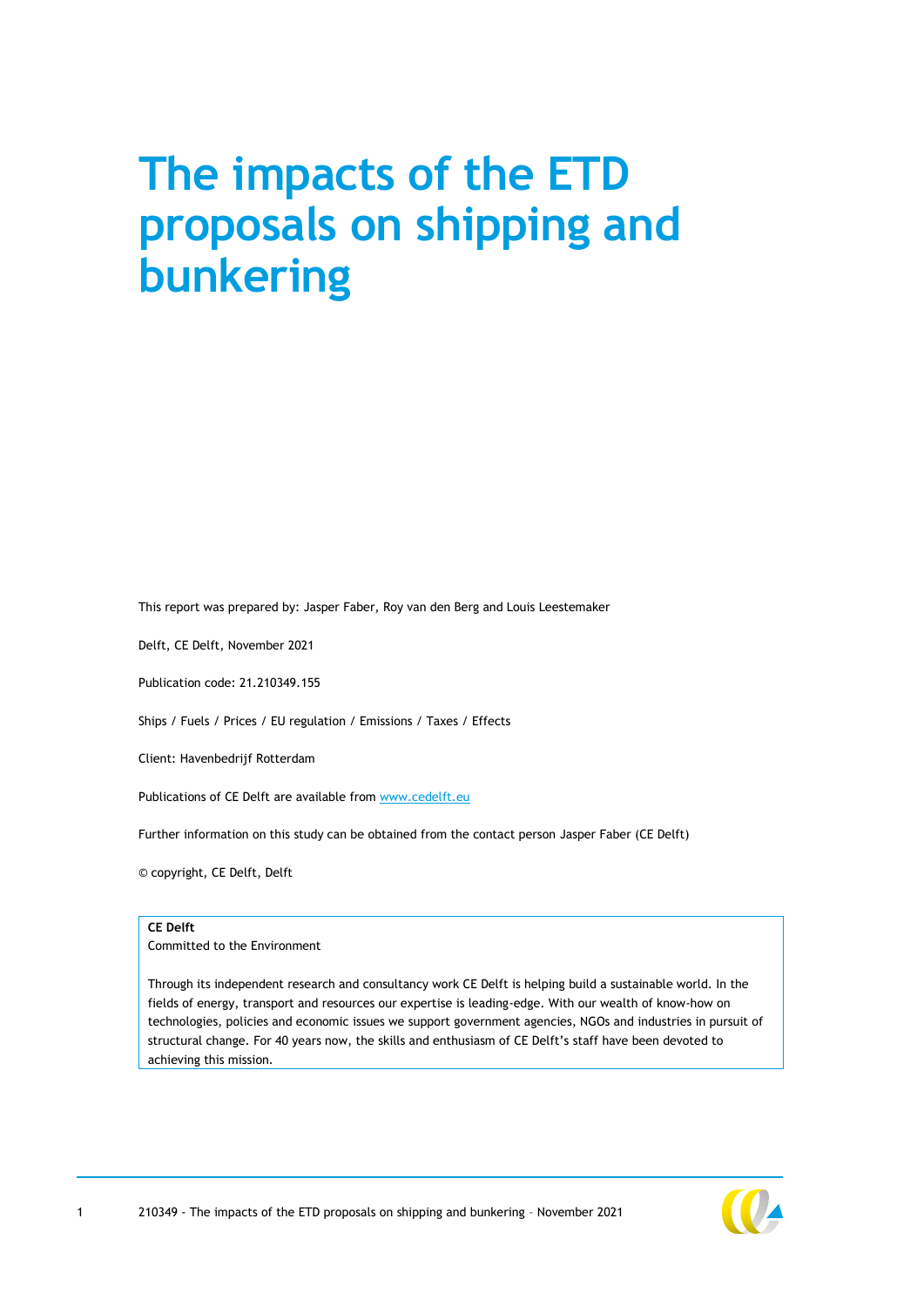# The impacts of the ETD proposals on shipping and bunkering

This report was prepared by: Jasper Faber, Roy van den Berg and Louis Leestemaker

Delft, CE Delft, November 2021

Publication code: 21.210349.155

Ships / Fuels / Prices / EU regulation / Emissions / Taxes / Effects

Client: Havenbedrijf Rotterdam

Publications of CE Delft are available from www.cedelft.eu

Further information on this study can be obtained from the contact person Jasper Faber (CE Delft)

© copyright, CE Delft, Delft

**CE Delft**
Committed to the Environment

Through its independent research and consultancy work CE Delft is helping build a sustainable world. In the fields of energy, transport and resources our expertise is leading-edge. With our wealth of know-how on technologies, policies and economic issues we support government agencies, NGOs and industries in pursuit of structural change. For 40 years now, the skills and enthusiasm of CE Delft's staff have been devoted to achieving this mission.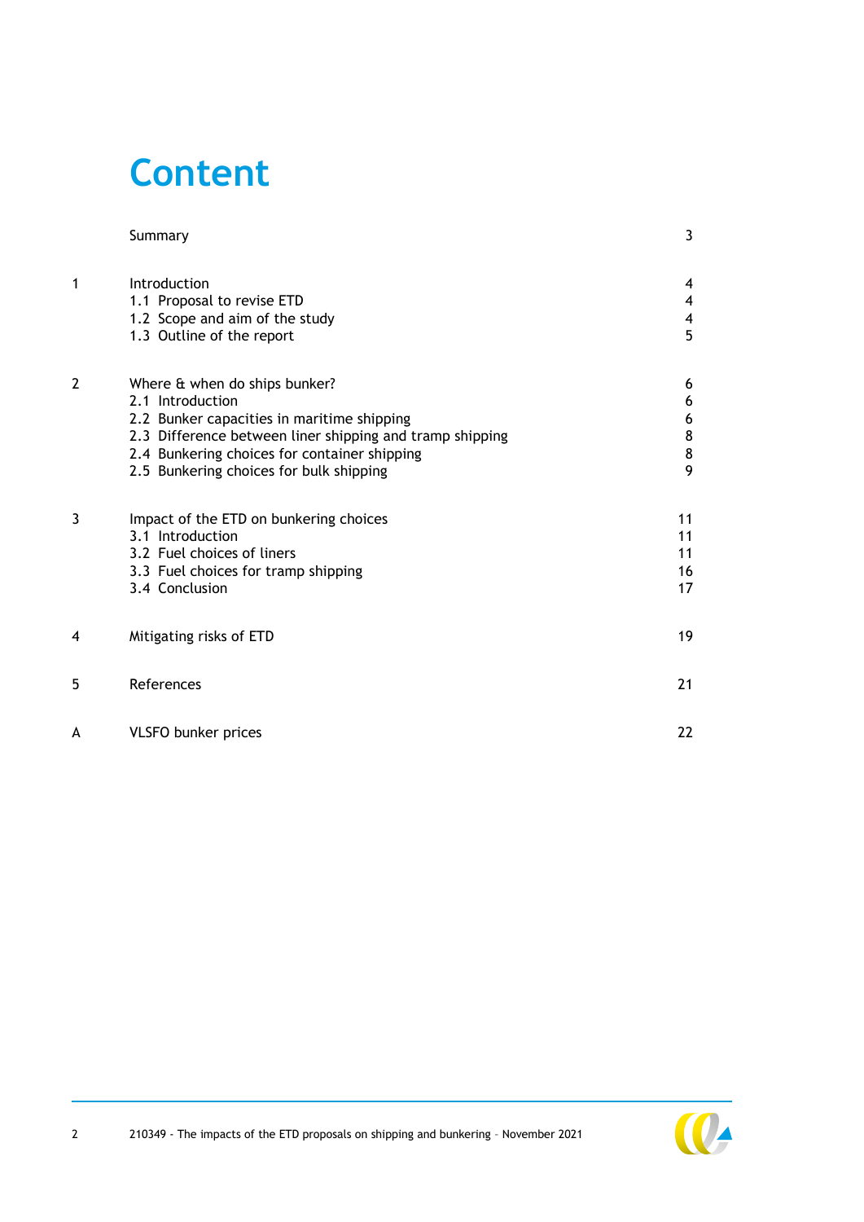# Content

| | | |
|---|---|---|
| | Summary | 3 |
| 1 | Introduction | 4 |
| | 1.1 Proposal to revise ETD | 4 |
| | 1.2 Scope and aim of the study | 4 |
| | 1.3 Outline of the report | 5 |
| 2 | Where & when do ships bunker? | 6 |
| | 2.1 Introduction | 6 |
| | 2.2 Bunker capacities in maritime shipping | 6 |
| | 2.3 Difference between liner shipping and tramp shipping | 8 |
| | 2.4 Bunkering choices for container shipping | 8 |
| | 2.5 Bunkering choices for bulk shipping | 9 |
| 3 | Impact of the ETD on bunkering choices | 11 |
| | 3.1 Introduction | 11 |
| | 3.2 Fuel choices of liners | 11 |
| | 3.3 Fuel choices for tramp shipping | 16 |
| | 3.4 Conclusion | 17 |
| 4 | Mitigating risks of ETD | 19 |
| 5 | References | 21 |
| A | VLSFO bunker prices | 22 |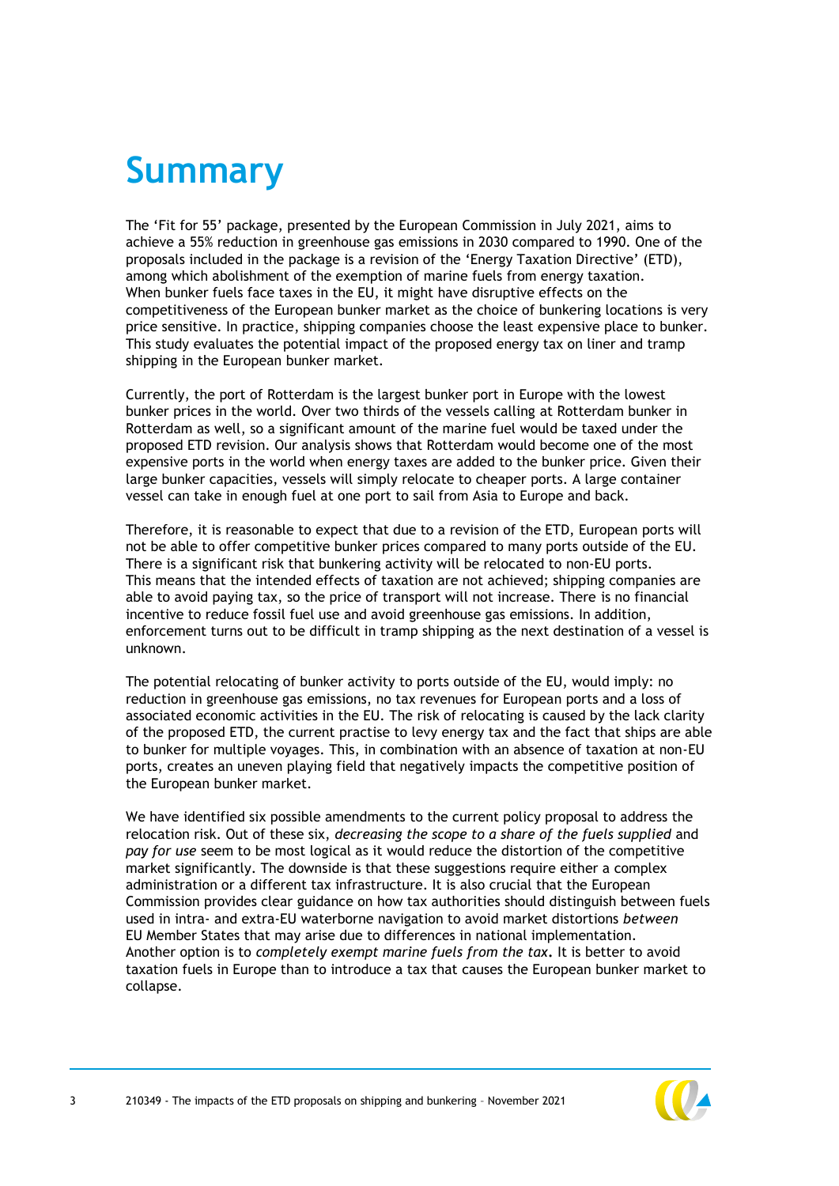# Summary

The 'Fit for 55' package, presented by the European Commission in July 2021, aims to achieve a 55% reduction in greenhouse gas emissions in 2030 compared to 1990. One of the proposals included in the package is a revision of the 'Energy Taxation Directive' (ETD), among which abolishment of the exemption of marine fuels from energy taxation. When bunker fuels face taxes in the EU, it might have disruptive effects on the competitiveness of the European bunker market as the choice of bunkering locations is very price sensitive. In practice, shipping companies choose the least expensive place to bunker. This study evaluates the potential impact of the proposed energy tax on liner and tramp shipping in the European bunker market.

Currently, the port of Rotterdam is the largest bunker port in Europe with the lowest bunker prices in the world. Over two thirds of the vessels calling at Rotterdam bunker in Rotterdam as well, so a significant amount of the marine fuel would be taxed under the proposed ETD revision. Our analysis shows that Rotterdam would become one of the most expensive ports in the world when energy taxes are added to the bunker price. Given their large bunker capacities, vessels will simply relocate to cheaper ports. A large container vessel can take in enough fuel at one port to sail from Asia to Europe and back.

Therefore, it is reasonable to expect that due to a revision of the ETD, European ports will not be able to offer competitive bunker prices compared to many ports outside of the EU. There is a significant risk that bunkering activity will be relocated to non-EU ports. This means that the intended effects of taxation are not achieved; shipping companies are able to avoid paying tax, so the price of transport will not increase. There is no financial incentive to reduce fossil fuel use and avoid greenhouse gas emissions. In addition, enforcement turns out to be difficult in tramp shipping as the next destination of a vessel is unknown.

The potential relocating of bunker activity to ports outside of the EU, would imply: no reduction in greenhouse gas emissions, no tax revenues for European ports and a loss of associated economic activities in the EU. The risk of relocating is caused by the lack clarity of the proposed ETD, the current practise to levy energy tax and the fact that ships are able to bunker for multiple voyages. This, in combination with an absence of taxation at non-EU ports, creates an uneven playing field that negatively impacts the competitive position of the European bunker market.

We have identified six possible amendments to the current policy proposal to address the relocation risk. Out of these six, *decreasing the scope to a share of the fuels supplied* and *pay for use* seem to be most logical as it would reduce the distortion of the competitive market significantly. The downside is that these suggestions require either a complex administration or a different tax infrastructure. It is also crucial that the European Commission provides clear guidance on how tax authorities should distinguish between fuels used in intra- and extra-EU waterborne navigation to avoid market distortions *between* EU Member States that may arise due to differences in national implementation. Another option is to *completely exempt marine fuels from the tax***.** It is better to avoid taxation fuels in Europe than to introduce a tax that causes the European bunker market to collapse.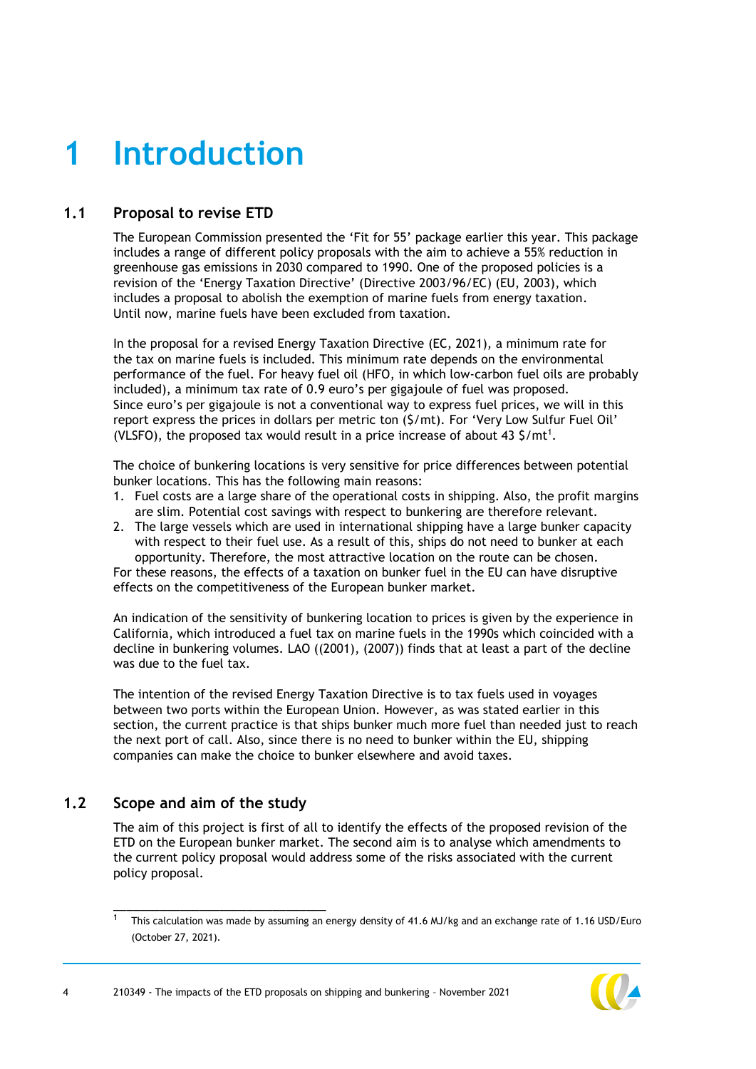# 1 Introduction

## 1.1 Proposal to revise ETD

The European Commission presented the 'Fit for 55' package earlier this year. This package includes a range of different policy proposals with the aim to achieve a 55% reduction in greenhouse gas emissions in 2030 compared to 1990. One of the proposed policies is a revision of the 'Energy Taxation Directive' (Directive 2003/96/EC) (EU, 2003), which includes a proposal to abolish the exemption of marine fuels from energy taxation. Until now, marine fuels have been excluded from taxation.

In the proposal for a revised Energy Taxation Directive (EC, 2021), a minimum rate for the tax on marine fuels is included. This minimum rate depends on the environmental performance of the fuel. For heavy fuel oil (HFO, in which low-carbon fuel oils are probably included), a minimum tax rate of 0.9 euro's per gigajoule of fuel was proposed. Since euro's per gigajoule is not a conventional way to express fuel prices, we will in this report express the prices in dollars per metric ton ($/mt). For 'Very Low Sulfur Fuel Oil' (VLSFO), the proposed tax would result in a price increase of about 43 $/mt[1].

The choice of bunkering locations is very sensitive for price differences between potential bunker locations. This has the following main reasons:

1. Fuel costs are a large share of the operational costs in shipping. Also, the profit margins are slim. Potential cost savings with respect to bunkering are therefore relevant.
2. The large vessels which are used in international shipping have a large bunker capacity with respect to their fuel use. As a result of this, ships do not need to bunker at each opportunity. Therefore, the most attractive location on the route can be chosen.

For these reasons, the effects of a taxation on bunker fuel in the EU can have disruptive effects on the competitiveness of the European bunker market.

An indication of the sensitivity of bunkering location to prices is given by the experience in California, which introduced a fuel tax on marine fuels in the 1990s which coincided with a decline in bunkering volumes. LAO ((2001), (2007)) finds that at least a part of the decline was due to the fuel tax.

The intention of the revised Energy Taxation Directive is to tax fuels used in voyages between two ports within the European Union. However, as was stated earlier in this section, the current practice is that ships bunker much more fuel than needed just to reach the next port of call. Also, since there is no need to bunker within the EU, shipping companies can make the choice to bunker elsewhere and avoid taxes.

## 1.2 Scope and aim of the study

The aim of this project is first of all to identify the effects of the proposed revision of the ETD on the European bunker market. The second aim is to analyse which amendments to the current policy proposal would address some of the risks associated with the current policy proposal.

---

[1] This calculation was made by assuming an energy density of 41.6 MJ/kg and an exchange rate of 1.16 USD/Euro (October 27, 2021).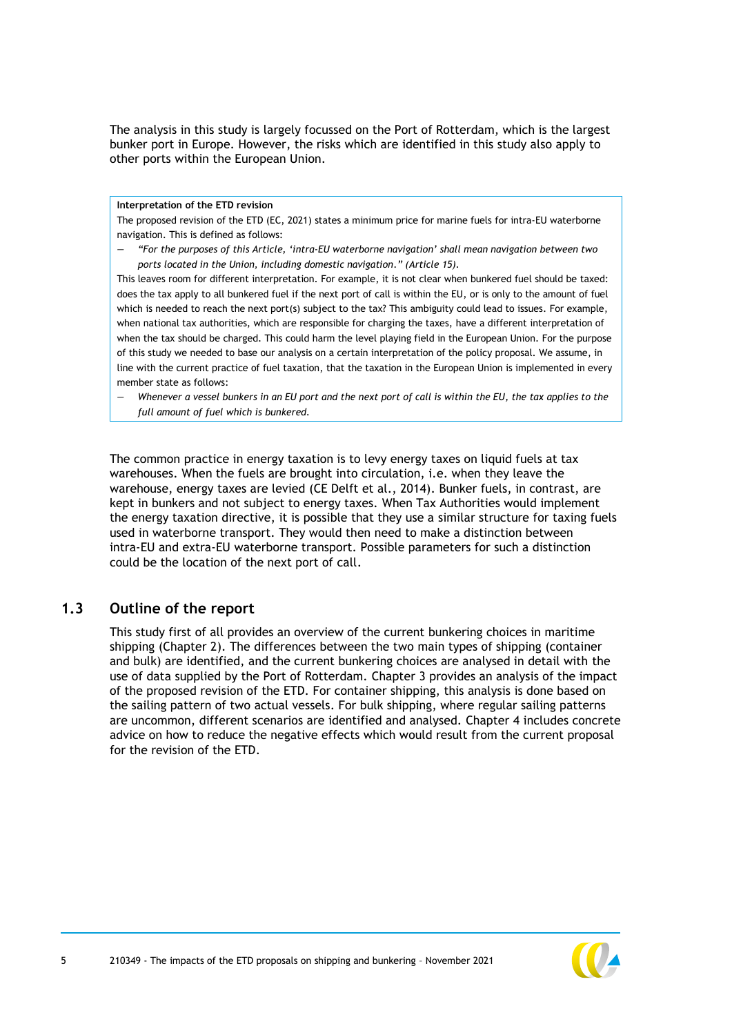The analysis in this study is largely focussed on the Port of Rotterdam, which is the largest bunker port in Europe. However, the risks which are identified in this study also apply to other ports within the European Union.

> **Interpretation of the ETD revision**
>
> The proposed revision of the ETD (EC, 2021) states a minimum price for marine fuels for intra-EU waterborne navigation. This is defined as follows:
>
> - *"For the purposes of this Article, 'intra-EU waterborne navigation' shall mean navigation between two ports located in the Union, including domestic navigation." (Article 15).*
>
> This leaves room for different interpretation. For example, it is not clear when bunkered fuel should be taxed: does the tax apply to all bunkered fuel if the next port of call is within the EU, or is only to the amount of fuel which is needed to reach the next port(s) subject to the tax? This ambiguity could lead to issues. For example, when national tax authorities, which are responsible for charging the taxes, have a different interpretation of when the tax should be charged. This could harm the level playing field in the European Union. For the purpose of this study we needed to base our analysis on a certain interpretation of the policy proposal. We assume, in line with the current practice of fuel taxation, that the taxation in the European Union is implemented in every member state as follows:
>
> - *Whenever a vessel bunkers in an EU port and the next port of call is within the EU, the tax applies to the full amount of fuel which is bunkered.*

The common practice in energy taxation is to levy energy taxes on liquid fuels at tax warehouses. When the fuels are brought into circulation, i.e. when they leave the warehouse, energy taxes are levied (CE Delft et al., 2014). Bunker fuels, in contrast, are kept in bunkers and not subject to energy taxes. When Tax Authorities would implement the energy taxation directive, it is possible that they use a similar structure for taxing fuels used in waterborne transport. They would then need to make a distinction between intra-EU and extra-EU waterborne transport. Possible parameters for such a distinction could be the location of the next port of call.

## 1.3 Outline of the report

This study first of all provides an overview of the current bunkering choices in maritime shipping (Chapter 2). The differences between the two main types of shipping (container and bulk) are identified, and the current bunkering choices are analysed in detail with the use of data supplied by the Port of Rotterdam. Chapter 3 provides an analysis of the impact of the proposed revision of the ETD. For container shipping, this analysis is done based on the sailing pattern of two actual vessels. For bulk shipping, where regular sailing patterns are uncommon, different scenarios are identified and analysed. Chapter 4 includes concrete advice on how to reduce the negative effects which would result from the current proposal for the revision of the ETD.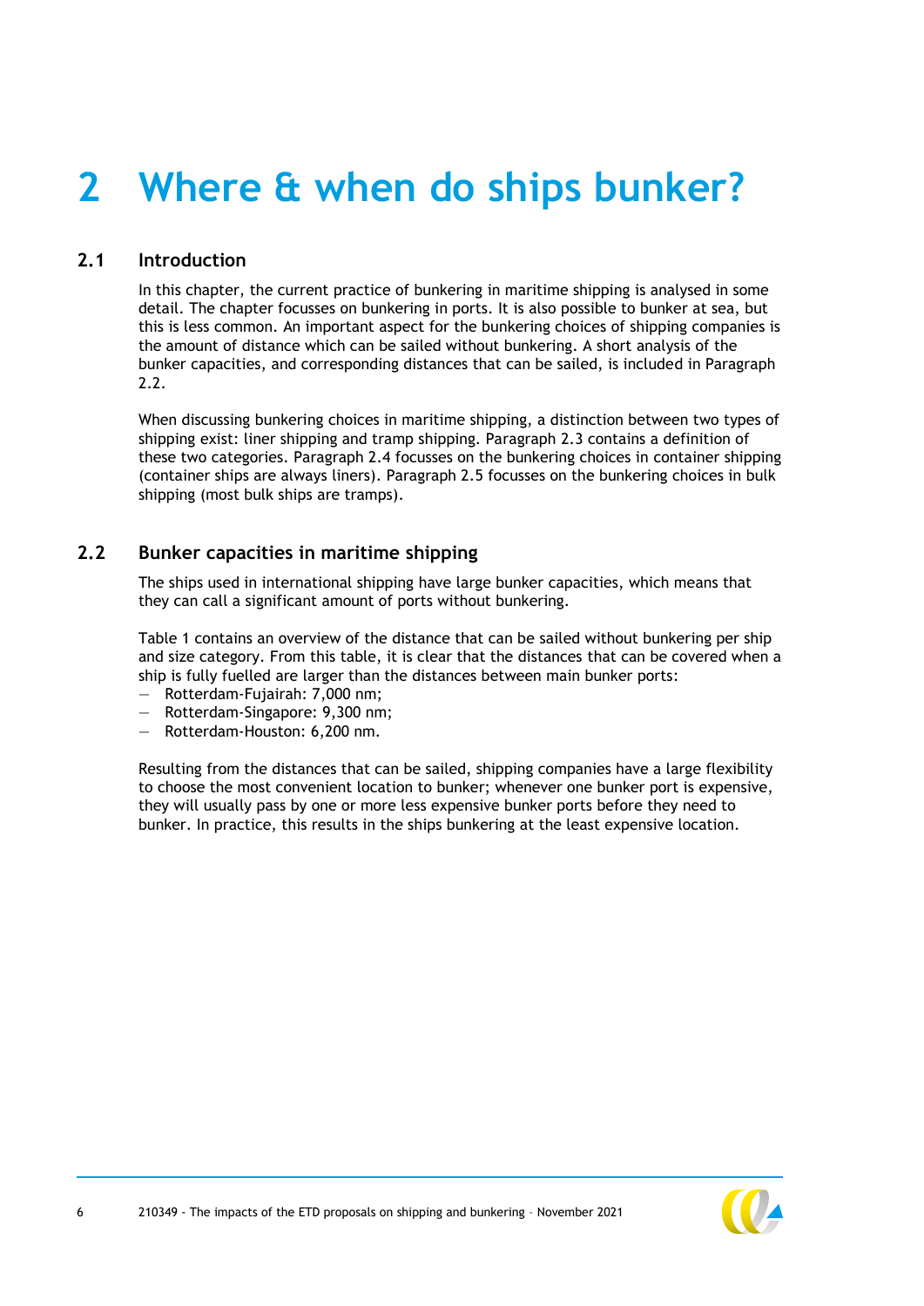# 2 Where & when do ships bunker?

## 2.1 Introduction

In this chapter, the current practice of bunkering in maritime shipping is analysed in some detail. The chapter focusses on bunkering in ports. It is also possible to bunker at sea, but this is less common. An important aspect for the bunkering choices of shipping companies is the amount of distance which can be sailed without bunkering. A short analysis of the bunker capacities, and corresponding distances that can be sailed, is included in Paragraph 2.2.

When discussing bunkering choices in maritime shipping, a distinction between two types of shipping exist: liner shipping and tramp shipping. Paragraph 2.3 contains a definition of these two categories. Paragraph 2.4 focusses on the bunkering choices in container shipping (container ships are always liners). Paragraph 2.5 focusses on the bunkering choices in bulk shipping (most bulk ships are tramps).

## 2.2 Bunker capacities in maritime shipping

The ships used in international shipping have large bunker capacities, which means that they can call a significant amount of ports without bunkering.

Table 1 contains an overview of the distance that can be sailed without bunkering per ship and size category. From this table, it is clear that the distances that can be covered when a ship is fully fuelled are larger than the distances between main bunker ports:

- Rotterdam-Fujairah: 7,000 nm;
- Rotterdam-Singapore: 9,300 nm;
- Rotterdam-Houston: 6,200 nm.

Resulting from the distances that can be sailed, shipping companies have a large flexibility to choose the most convenient location to bunker; whenever one bunker port is expensive, they will usually pass by one or more less expensive bunker ports before they need to bunker. In practice, this results in the ships bunkering at the least expensive location.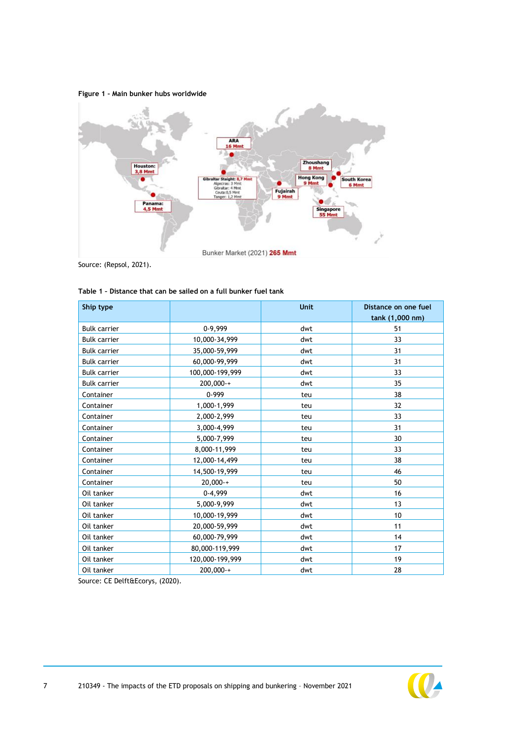**Figure 1 – Main bunker hubs worldwide**

Source: (Repsol, 2021).

**Table 1 – Distance that can be sailed on a full bunker fuel tank**

| Ship type | | Unit | Distance on one fuel tank (1,000 nm) |
|---|---|---|---|
| Bulk carrier | 0-9,999 | dwt | 51 |
| Bulk carrier | 10,000-34,999 | dwt | 33 |
| Bulk carrier | 35,000-59,999 | dwt | 31 |
| Bulk carrier | 60,000-99,999 | dwt | 31 |
| Bulk carrier | 100,000-199,999 | dwt | 33 |
| Bulk carrier | 200,000-+ | dwt | 35 |
| Container | 0-999 | teu | 38 |
| Container | 1,000-1,999 | teu | 32 |
| Container | 2,000-2,999 | teu | 33 |
| Container | 3,000-4,999 | teu | 31 |
| Container | 5,000-7,999 | teu | 30 |
| Container | 8,000-11,999 | teu | 33 |
| Container | 12,000-14,499 | teu | 38 |
| Container | 14,500-19,999 | teu | 46 |
| Container | 20,000-+ | teu | 50 |
| Oil tanker | 0-4,999 | dwt | 16 |
| Oil tanker | 5,000-9,999 | dwt | 13 |
| Oil tanker | 10,000-19,999 | dwt | 10 |
| Oil tanker | 20,000-59,999 | dwt | 11 |
| Oil tanker | 60,000-79,999 | dwt | 14 |
| Oil tanker | 80,000-119,999 | dwt | 17 |
| Oil tanker | 120,000-199,999 | dwt | 19 |
| Oil tanker | 200,000-+ | dwt | 28 |

Source: CE Delft&Ecorys, (2020).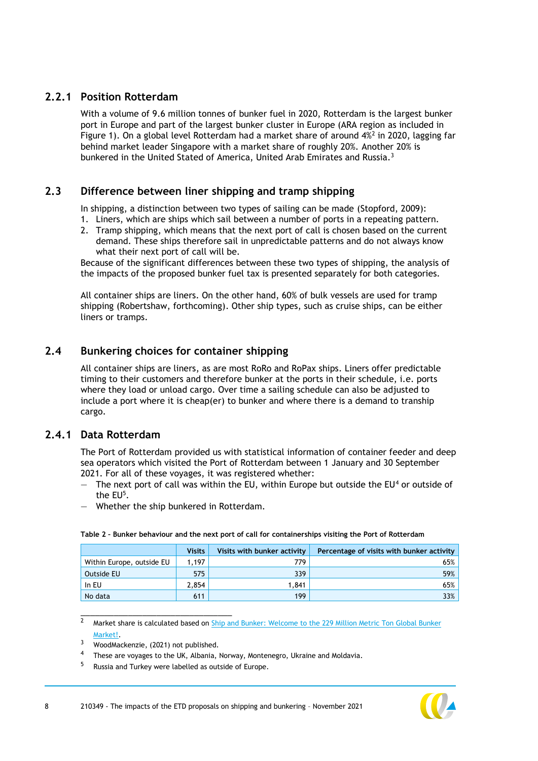### 2.2.1 Position Rotterdam

With a volume of 9.6 million tonnes of bunker fuel in 2020, Rotterdam is the largest bunker port in Europe and part of the largest bunker cluster in Europe (ARA region as included in Figure 1). On a global level Rotterdam had a market share of around 4%[2] in 2020, lagging far behind market leader Singapore with a market share of roughly 20%. Another 20% is bunkered in the United Stated of America, United Arab Emirates and Russia.[3]

## 2.3 Difference between liner shipping and tramp shipping

In shipping, a distinction between two types of sailing can be made (Stopford, 2009):

1. Liners, which are ships which sail between a number of ports in a repeating pattern.
2. Tramp shipping, which means that the next port of call is chosen based on the current demand. These ships therefore sail in unpredictable patterns and do not always know what their next port of call will be.

Because of the significant differences between these two types of shipping, the analysis of the impacts of the proposed bunker fuel tax is presented separately for both categories.

All container ships are liners. On the other hand, 60% of bulk vessels are used for tramp shipping (Robertshaw, forthcoming). Other ship types, such as cruise ships, can be either liners or tramps.

## 2.4 Bunkering choices for container shipping

All container ships are liners, as are most RoRo and RoPax ships. Liners offer predictable timing to their customers and therefore bunker at the ports in their schedule, i.e. ports where they load or unload cargo. Over time a sailing schedule can also be adjusted to include a port where it is cheap(er) to bunker and where there is a demand to tranship cargo.

### 2.4.1 Data Rotterdam

The Port of Rotterdam provided us with statistical information of container feeder and deep sea operators which visited the Port of Rotterdam between 1 January and 30 September 2021. For all of these voyages, it was registered whether:

- The next port of call was within the EU, within Europe but outside the EU[4] or outside of the EU[5].
- Whether the ship bunkered in Rotterdam.

**Table 2 – Bunker behaviour and the next port of call for containerships visiting the Port of Rotterdam**

| | Visits | Visits with bunker activity | Percentage of visits with bunker activity |
|---|---|---|---|
| Within Europe, outside EU | 1,197 | 779 | 65% |
| Outside EU | 575 | 339 | 59% |
| In EU | 2,854 | 1,841 | 65% |
| No data | 611 | 199 | 33% |

---

[2] Market share is calculated based on Ship and Bunker: Welcome to the 229 Million Metric Ton Global Bunker Market!.

[3] WoodMackenzie, (2021) not published.

[4] These are voyages to the UK, Albania, Norway, Montenegro, Ukraine and Moldavia.

[5] Russia and Turkey were labelled as outside of Europe.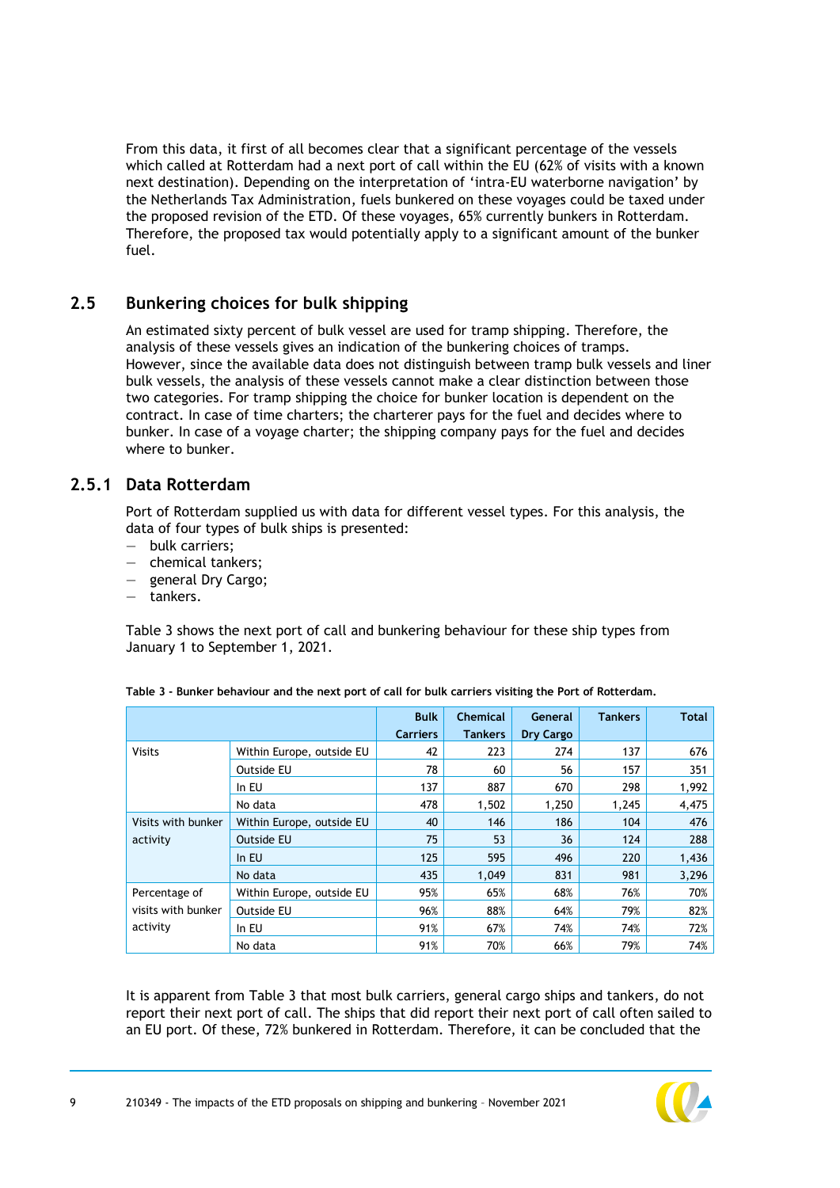From this data, it first of all becomes clear that a significant percentage of the vessels which called at Rotterdam had a next port of call within the EU (62% of visits with a known next destination). Depending on the interpretation of 'intra-EU waterborne navigation' by the Netherlands Tax Administration, fuels bunkered on these voyages could be taxed under the proposed revision of the ETD. Of these voyages, 65% currently bunkers in Rotterdam. Therefore, the proposed tax would potentially apply to a significant amount of the bunker fuel.

## 2.5 Bunkering choices for bulk shipping

An estimated sixty percent of bulk vessel are used for tramp shipping. Therefore, the analysis of these vessels gives an indication of the bunkering choices of tramps. However, since the available data does not distinguish between tramp bulk vessels and liner bulk vessels, the analysis of these vessels cannot make a clear distinction between these two categories. For tramp shipping the choice for bunker location is dependent on the contract. In case of time charters; the charterer pays for the fuel and decides where to bunker. In case of a voyage charter; the shipping company pays for the fuel and decides where to bunker.

### 2.5.1 Data Rotterdam

Port of Rotterdam supplied us with data for different vessel types. For this analysis, the data of four types of bulk ships is presented:
- bulk carriers;
- chemical tankers;
- general Dry Cargo;
- tankers.

Table 3 shows the next port of call and bunkering behaviour for these ship types from January 1 to September 1, 2021.

**Table 3 - Bunker behaviour and the next port of call for bulk carriers visiting the Port of Rotterdam.**

| | | Bulk Carriers | Chemical Tankers | General Dry Cargo | Tankers | Total |
|---|---|---|---|---|---|---|
| Visits | Within Europe, outside EU | 42 | 223 | 274 | 137 | 676 |
| | Outside EU | 78 | 60 | 56 | 157 | 351 |
| | In EU | 137 | 887 | 670 | 298 | 1,992 |
| | No data | 478 | 1,502 | 1,250 | 1,245 | 4,475 |
| Visits with bunker activity | Within Europe, outside EU | 40 | 146 | 186 | 104 | 476 |
| | Outside EU | 75 | 53 | 36 | 124 | 288 |
| | In EU | 125 | 595 | 496 | 220 | 1,436 |
| | No data | 435 | 1,049 | 831 | 981 | 3,296 |
| Percentage of visits with bunker activity | Within Europe, outside EU | 95% | 65% | 68% | 76% | 70% |
| | Outside EU | 96% | 88% | 64% | 79% | 82% |
| | In EU | 91% | 67% | 74% | 74% | 72% |
| | No data | 91% | 70% | 66% | 79% | 74% |

It is apparent from Table 3 that most bulk carriers, general cargo ships and tankers, do not report their next port of call. The ships that did report their next port of call often sailed to an EU port. Of these, 72% bunkered in Rotterdam. Therefore, it can be concluded that the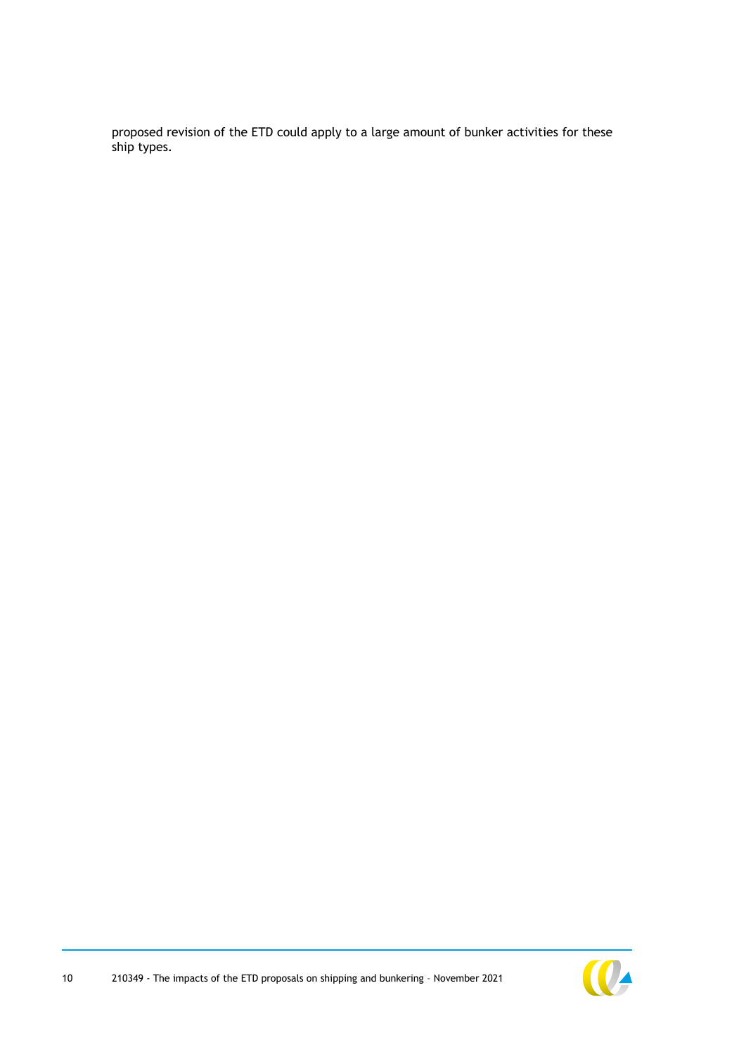proposed revision of the ETD could apply to a large amount of bunker activities for these ship types.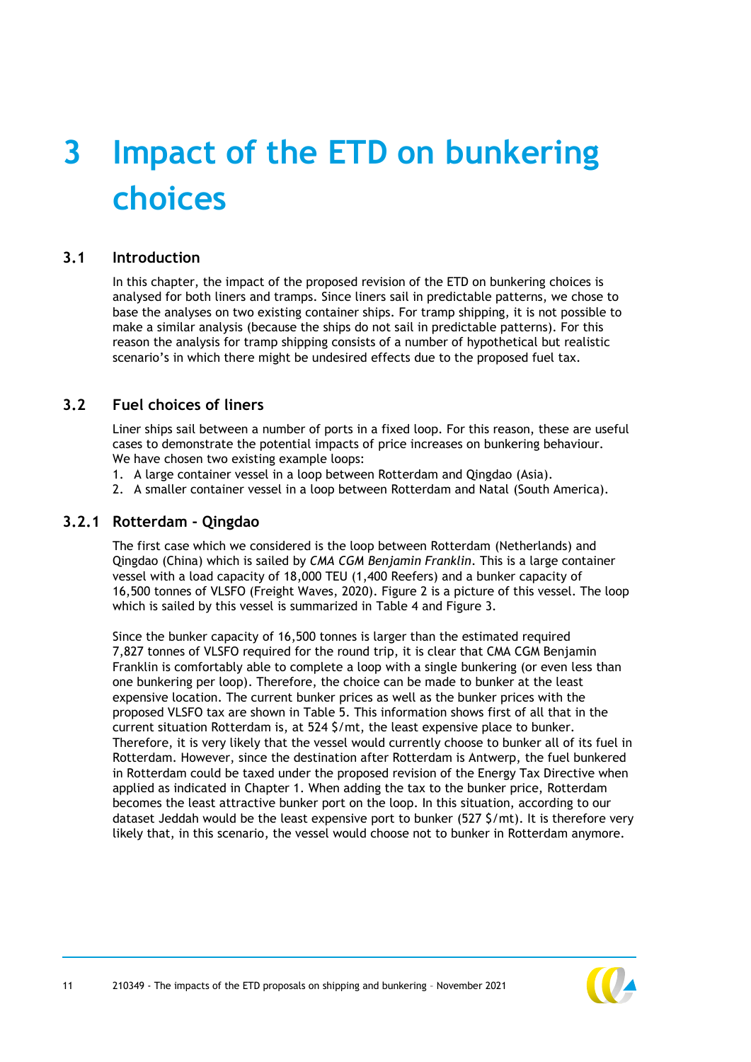# 3 Impact of the ETD on bunkering choices

## 3.1 Introduction

In this chapter, the impact of the proposed revision of the ETD on bunkering choices is analysed for both liners and tramps. Since liners sail in predictable patterns, we chose to base the analyses on two existing container ships. For tramp shipping, it is not possible to make a similar analysis (because the ships do not sail in predictable patterns). For this reason the analysis for tramp shipping consists of a number of hypothetical but realistic scenario's in which there might be undesired effects due to the proposed fuel tax.

## 3.2 Fuel choices of liners

Liner ships sail between a number of ports in a fixed loop. For this reason, these are useful cases to demonstrate the potential impacts of price increases on bunkering behaviour. We have chosen two existing example loops:

1. A large container vessel in a loop between Rotterdam and Qingdao (Asia).
2. A smaller container vessel in a loop between Rotterdam and Natal (South America).

### 3.2.1 Rotterdam - Qingdao

The first case which we considered is the loop between Rotterdam (Netherlands) and Qingdao (China) which is sailed by *CMA CGM Benjamin Franklin*. This is a large container vessel with a load capacity of 18,000 TEU (1,400 Reefers) and a bunker capacity of 16,500 tonnes of VLSFO (Freight Waves, 2020). Figure 2 is a picture of this vessel. The loop which is sailed by this vessel is summarized in Table 4 and Figure 3.

Since the bunker capacity of 16,500 tonnes is larger than the estimated required 7,827 tonnes of VLSFO required for the round trip, it is clear that CMA CGM Benjamin Franklin is comfortably able to complete a loop with a single bunkering (or even less than one bunkering per loop). Therefore, the choice can be made to bunker at the least expensive location. The current bunker prices as well as the bunker prices with the proposed VLSFO tax are shown in Table 5. This information shows first of all that in the current situation Rotterdam is, at 524 $/mt, the least expensive place to bunker. Therefore, it is very likely that the vessel would currently choose to bunker all of its fuel in Rotterdam. However, since the destination after Rotterdam is Antwerp, the fuel bunkered in Rotterdam could be taxed under the proposed revision of the Energy Tax Directive when applied as indicated in Chapter 1. When adding the tax to the bunker price, Rotterdam becomes the least attractive bunker port on the loop. In this situation, according to our dataset Jeddah would be the least expensive port to bunker (527 $/mt). It is therefore very likely that, in this scenario, the vessel would choose not to bunker in Rotterdam anymore.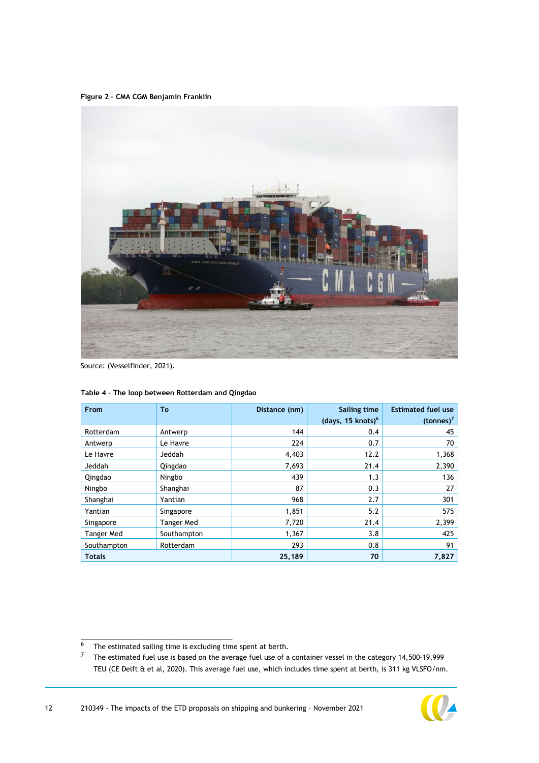**Figure 2 – CMA CGM Benjamin Franklin**

Source: (Vesselfinder, 2021).

**Table 4 – The loop between Rotterdam and Qingdao**

| From | To | Distance (nm) | Sailing time (days, 15 knots)[6] | Estimated fuel use (tonnes)[7] |
|---|---|---|---|---|
| Rotterdam | Antwerp | 144 | 0.4 | 45 |
| Antwerp | Le Havre | 224 | 0.7 | 70 |
| Le Havre | Jeddah | 4,403 | 12.2 | 1,368 |
| Jeddah | Qingdao | 7,693 | 21.4 | 2,390 |
| Qingdao | Ningbo | 439 | 1.3 | 136 |
| Ningbo | Shanghai | 87 | 0.3 | 27 |
| Shanghai | Yantian | 968 | 2.7 | 301 |
| Yantian | Singapore | 1,851 | 5.2 | 575 |
| Singapore | Tanger Med | 7,720 | 21.4 | 2,399 |
| Tanger Med | Southampton | 1,367 | 3.8 | 425 |
| Southampton | Rotterdam | 293 | 0.8 | 91 |
| **Totals** | | **25,189** | **70** | **7,827** |

[6] The estimated sailing time is excluding time spent at berth.

[7] The estimated fuel use is based on the average fuel use of a container vessel in the category 14,500-19,999 TEU (CE Delft & et al, 2020). This average fuel use, which includes time spent at berth, is 311 kg VLSFO/nm.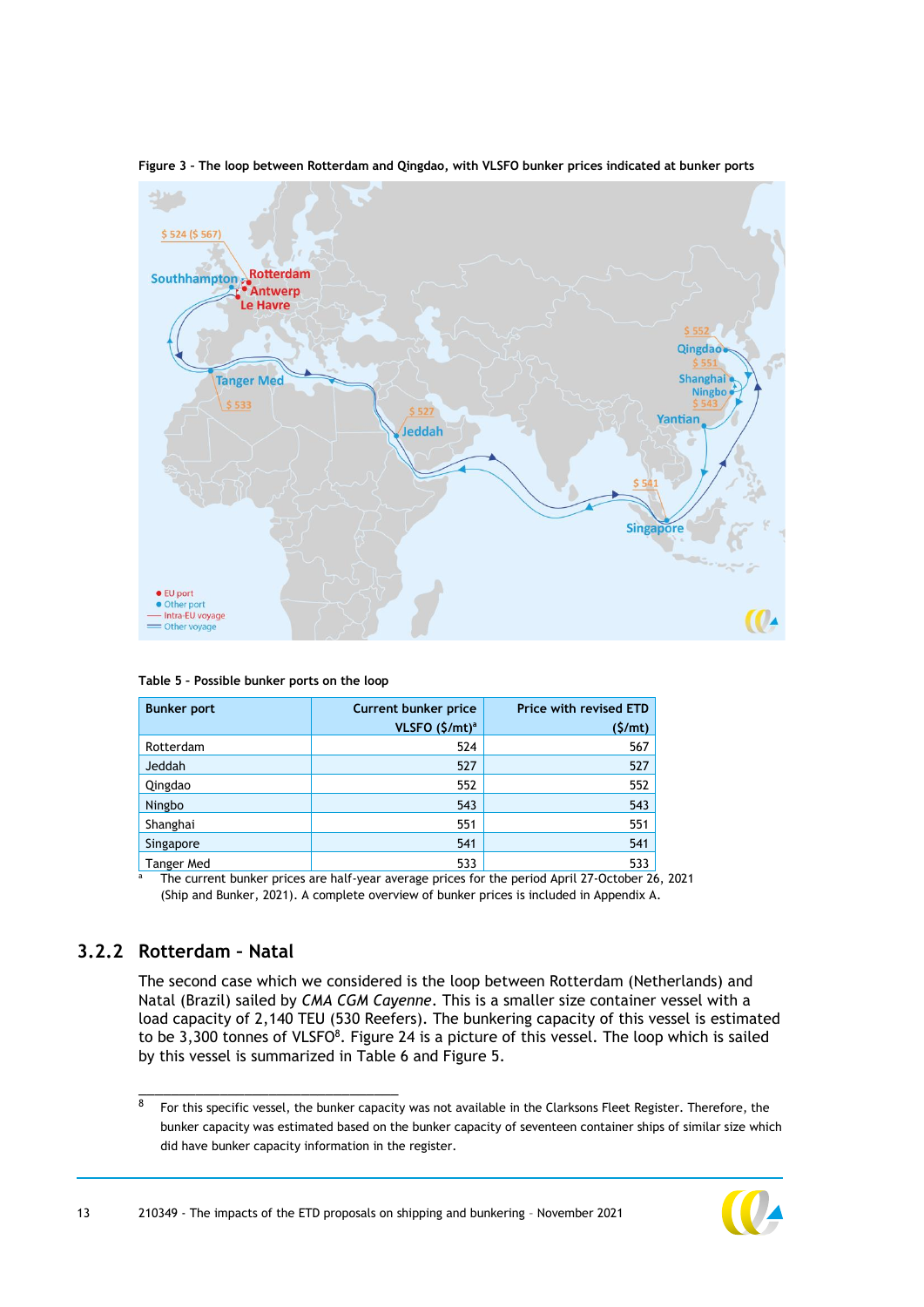**Figure 3 – The loop between Rotterdam and Qingdao, with VLSFO bunker prices indicated at bunker ports**

**Table 5 – Possible bunker ports on the loop**

| Bunker port | Current bunker price VLSFO ($/mt)[a] | Price with revised ETD ($/mt) |
|---|---|---|
| Rotterdam | 524 | 567 |
| Jeddah | 527 | 527 |
| Qingdao | 552 | 552 |
| Ningbo | 543 | 543 |
| Shanghai | 551 | 551 |
| Singapore | 541 | 541 |
| Tanger Med | 533 | 533 |

[a] The current bunker prices are half-year average prices for the period April 27-October 26, 2021 (Ship and Bunker, 2021). A complete overview of bunker prices is included in Appendix A.

### 3.2.2 Rotterdam – Natal

The second case which we considered is the loop between Rotterdam (Netherlands) and Natal (Brazil) sailed by *CMA CGM Cayenne*. This is a smaller size container vessel with a load capacity of 2,140 TEU (530 Reefers). The bunkering capacity of this vessel is estimated to be 3,300 tonnes of VLSFO[8]. Figure 24 is a picture of this vessel. The loop which is sailed by this vessel is summarized in Table 6 and Figure 5.

[8] For this specific vessel, the bunker capacity was not available in the Clarksons Fleet Register. Therefore, the bunker capacity was estimated based on the bunker capacity of seventeen container ships of similar size which did have bunker capacity information in the register.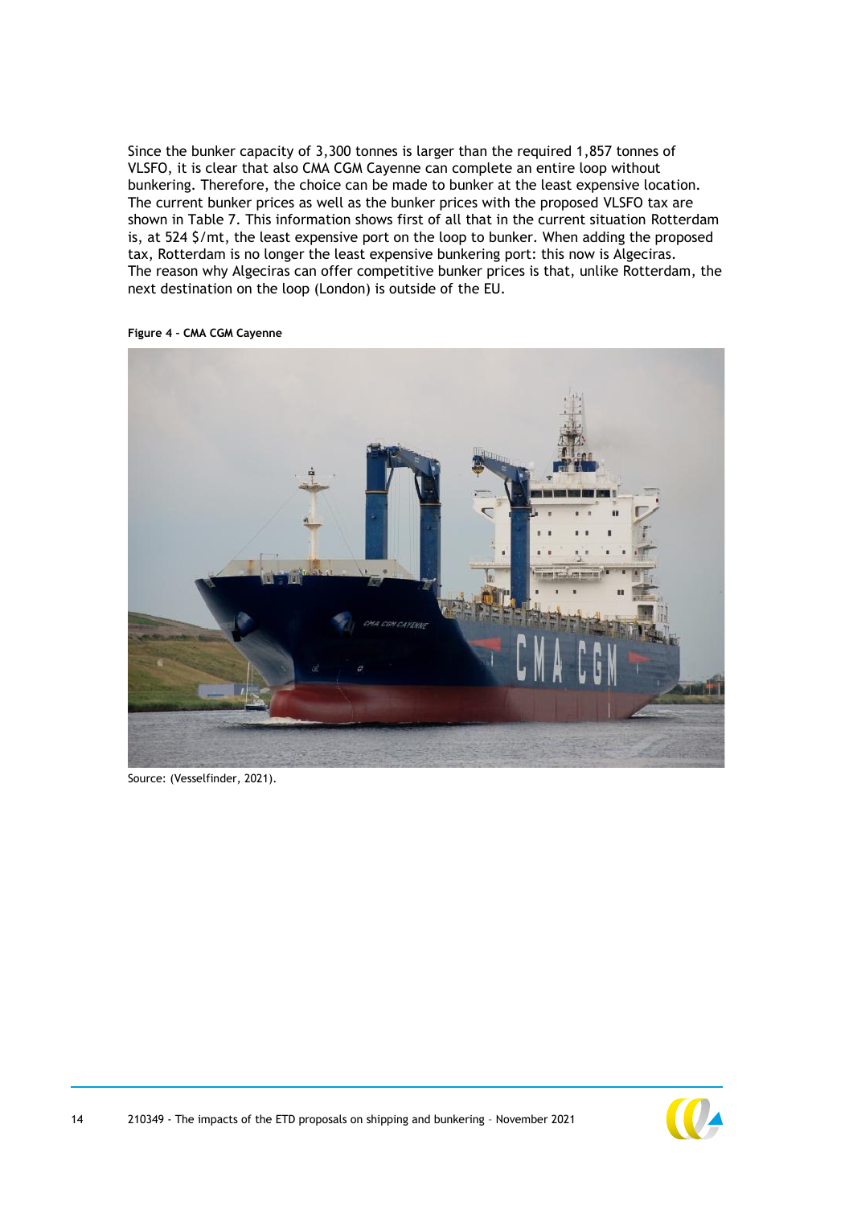Since the bunker capacity of 3,300 tonnes is larger than the required 1,857 tonnes of VLSFO, it is clear that also CMA CGM Cayenne can complete an entire loop without bunkering. Therefore, the choice can be made to bunker at the least expensive location. The current bunker prices as well as the bunker prices with the proposed VLSFO tax are shown in Table 7. This information shows first of all that in the current situation Rotterdam is, at 524 $/mt, the least expensive port on the loop to bunker. When adding the proposed tax, Rotterdam is no longer the least expensive bunkering port: this now is Algeciras. The reason why Algeciras can offer competitive bunker prices is that, unlike Rotterdam, the next destination on the loop (London) is outside of the EU.

**Figure 4 – CMA CGM Cayenne**

Source: (Vesselfinder, 2021).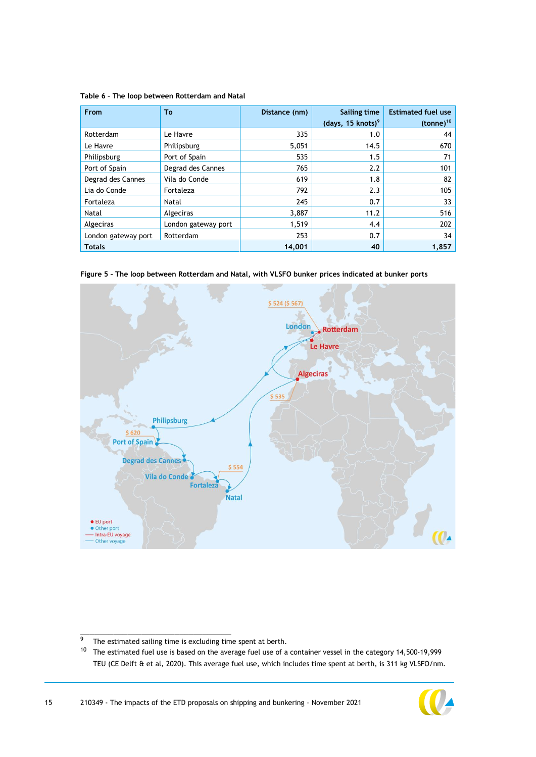**Table 6 – The loop between Rotterdam and Natal**

| From | To | Distance (nm) | Sailing time (days, 15 knots)[9] | Estimated fuel use (tonne)[10] |
|---|---|---|---|---|
| Rotterdam | Le Havre | 335 | 1.0 | 44 |
| Le Havre | Philipsburg | 5,051 | 14.5 | 670 |
| Philipsburg | Port of Spain | 535 | 1.5 | 71 |
| Port of Spain | Degrad des Cannes | 765 | 2.2 | 101 |
| Degrad des Cannes | Vila do Conde | 619 | 1.8 | 82 |
| Lia do Conde | Fortaleza | 792 | 2.3 | 105 |
| Fortaleza | Natal | 245 | 0.7 | 33 |
| Natal | Algeciras | 3,887 | 11.2 | 516 |
| Algeciras | London gateway port | 1,519 | 4.4 | 202 |
| London gateway port | Rotterdam | 253 | 0.7 | 34 |
| **Totals** | | **14,001** | **40** | **1,857** |

**Figure 5 – The loop between Rotterdam and Natal, with VLSFO bunker prices indicated at bunker ports**

---

[9] The estimated sailing time is excluding time spent at berth.

[10] The estimated fuel use is based on the average fuel use of a container vessel in the category 14,500-19,999 TEU (CE Delft & et al, 2020). This average fuel use, which includes time spent at berth, is 311 kg VLSFO/nm.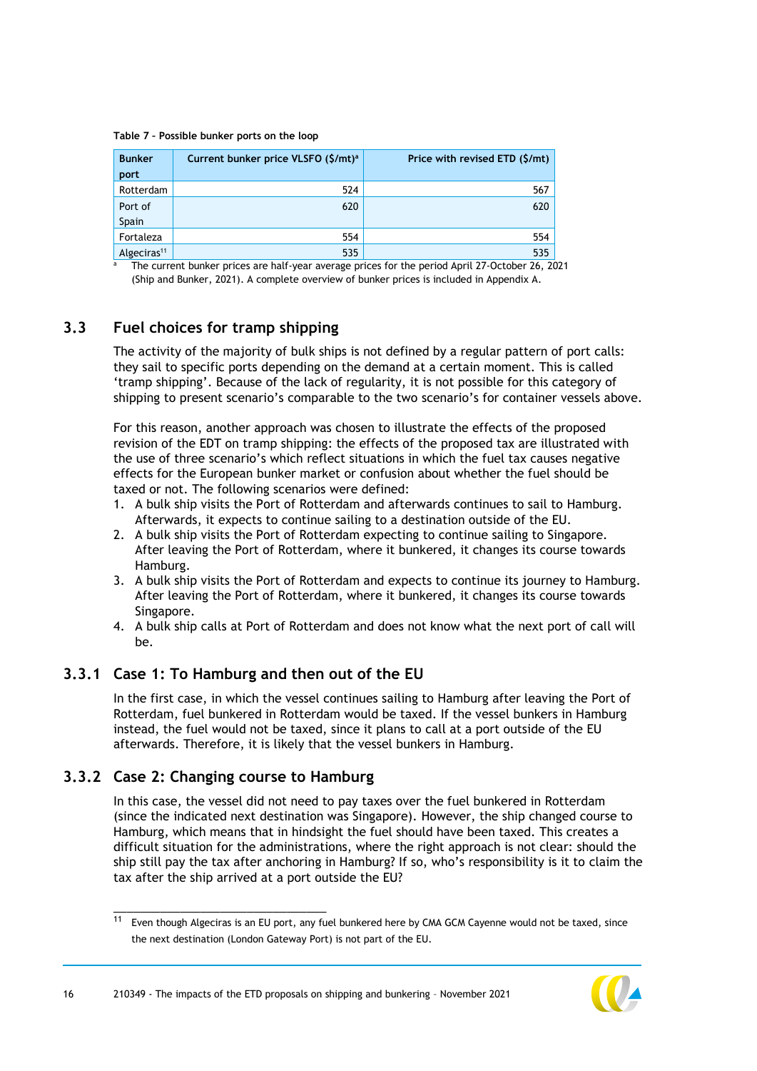Table 7 – Possible bunker ports on the loop

| Bunker port | Current bunker price VLSFO ($/mt)[a] | Price with revised ETD ($/mt) |
|---|---|---|
| Rotterdam | 524 | 567 |
| Port of Spain | 620 | 620 |
| Fortaleza | 554 | 554 |
| Algeciras[11] | 535 | 535 |

[a] The current bunker prices are half-year average prices for the period April 27-October 26, 2021 (Ship and Bunker, 2021). A complete overview of bunker prices is included in Appendix A.

## 3.3 Fuel choices for tramp shipping

The activity of the majority of bulk ships is not defined by a regular pattern of port calls: they sail to specific ports depending on the demand at a certain moment. This is called 'tramp shipping'. Because of the lack of regularity, it is not possible for this category of shipping to present scenario's comparable to the two scenario's for container vessels above.

For this reason, another approach was chosen to illustrate the effects of the proposed revision of the EDT on tramp shipping: the effects of the proposed tax are illustrated with the use of three scenario's which reflect situations in which the fuel tax causes negative effects for the European bunker market or confusion about whether the fuel should be taxed or not. The following scenarios were defined:

1. A bulk ship visits the Port of Rotterdam and afterwards continues to sail to Hamburg. Afterwards, it expects to continue sailing to a destination outside of the EU.
2. A bulk ship visits the Port of Rotterdam expecting to continue sailing to Singapore. After leaving the Port of Rotterdam, where it bunkered, it changes its course towards Hamburg.
3. A bulk ship visits the Port of Rotterdam and expects to continue its journey to Hamburg. After leaving the Port of Rotterdam, where it bunkered, it changes its course towards Singapore.
4. A bulk ship calls at Port of Rotterdam and does not know what the next port of call will be.

### 3.3.1 Case 1: To Hamburg and then out of the EU

In the first case, in which the vessel continues sailing to Hamburg after leaving the Port of Rotterdam, fuel bunkered in Rotterdam would be taxed. If the vessel bunkers in Hamburg instead, the fuel would not be taxed, since it plans to call at a port outside of the EU afterwards. Therefore, it is likely that the vessel bunkers in Hamburg.

### 3.3.2 Case 2: Changing course to Hamburg

In this case, the vessel did not need to pay taxes over the fuel bunkered in Rotterdam (since the indicated next destination was Singapore). However, the ship changed course to Hamburg, which means that in hindsight the fuel should have been taxed. This creates a difficult situation for the administrations, where the right approach is not clear: should the ship still pay the tax after anchoring in Hamburg? If so, who's responsibility is it to claim the tax after the ship arrived at a port outside the EU?

[11] Even though Algeciras is an EU port, any fuel bunkered here by CMA GCM Cayenne would not be taxed, since the next destination (London Gateway Port) is not part of the EU.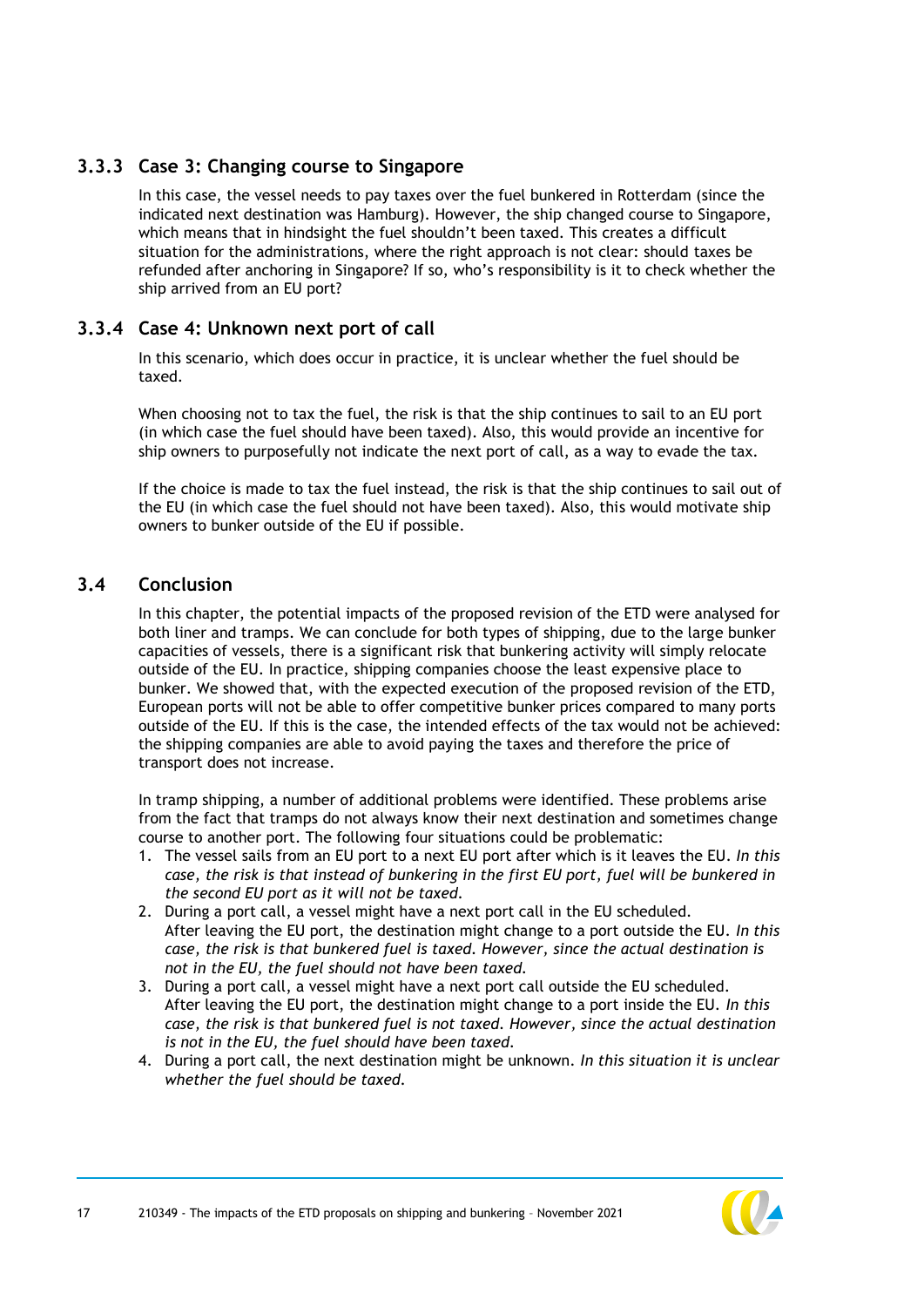### 3.3.3 Case 3: Changing course to Singapore

In this case, the vessel needs to pay taxes over the fuel bunkered in Rotterdam (since the indicated next destination was Hamburg). However, the ship changed course to Singapore, which means that in hindsight the fuel shouldn't been taxed. This creates a difficult situation for the administrations, where the right approach is not clear: should taxes be refunded after anchoring in Singapore? If so, who's responsibility is it to check whether the ship arrived from an EU port?

### 3.3.4 Case 4: Unknown next port of call

In this scenario, which does occur in practice, it is unclear whether the fuel should be taxed.

When choosing not to tax the fuel, the risk is that the ship continues to sail to an EU port (in which case the fuel should have been taxed). Also, this would provide an incentive for ship owners to purposefully not indicate the next port of call, as a way to evade the tax.

If the choice is made to tax the fuel instead, the risk is that the ship continues to sail out of the EU (in which case the fuel should not have been taxed). Also, this would motivate ship owners to bunker outside of the EU if possible.

## 3.4 Conclusion

In this chapter, the potential impacts of the proposed revision of the ETD were analysed for both liner and tramps. We can conclude for both types of shipping, due to the large bunker capacities of vessels, there is a significant risk that bunkering activity will simply relocate outside of the EU. In practice, shipping companies choose the least expensive place to bunker. We showed that, with the expected execution of the proposed revision of the ETD, European ports will not be able to offer competitive bunker prices compared to many ports outside of the EU. If this is the case, the intended effects of the tax would not be achieved: the shipping companies are able to avoid paying the taxes and therefore the price of transport does not increase.

In tramp shipping, a number of additional problems were identified. These problems arise from the fact that tramps do not always know their next destination and sometimes change course to another port. The following four situations could be problematic:

1. The vessel sails from an EU port to a next EU port after which is it leaves the EU. *In this case, the risk is that instead of bunkering in the first EU port, fuel will be bunkered in the second EU port as it will not be taxed.*
2. During a port call, a vessel might have a next port call in the EU scheduled. After leaving the EU port, the destination might change to a port outside the EU. *In this case, the risk is that bunkered fuel is taxed. However, since the actual destination is not in the EU, the fuel should not have been taxed.*
3. During a port call, a vessel might have a next port call outside the EU scheduled. After leaving the EU port, the destination might change to a port inside the EU. *In this case, the risk is that bunkered fuel is not taxed. However, since the actual destination is not in the EU, the fuel should have been taxed.*
4. During a port call, the next destination might be unknown. *In this situation it is unclear whether the fuel should be taxed.*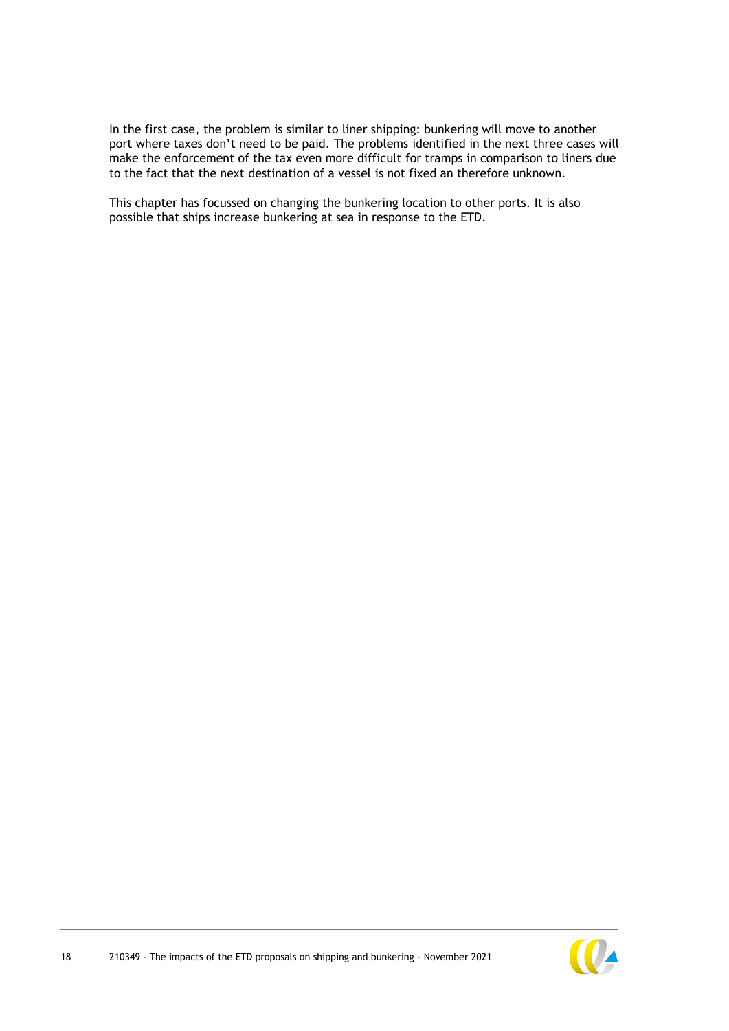In the first case, the problem is similar to liner shipping: bunkering will move to another port where taxes don't need to be paid. The problems identified in the next three cases will make the enforcement of the tax even more difficult for tramps in comparison to liners due to the fact that the next destination of a vessel is not fixed an therefore unknown.

This chapter has focussed on changing the bunkering location to other ports. It is also possible that ships increase bunkering at sea in response to the ETD.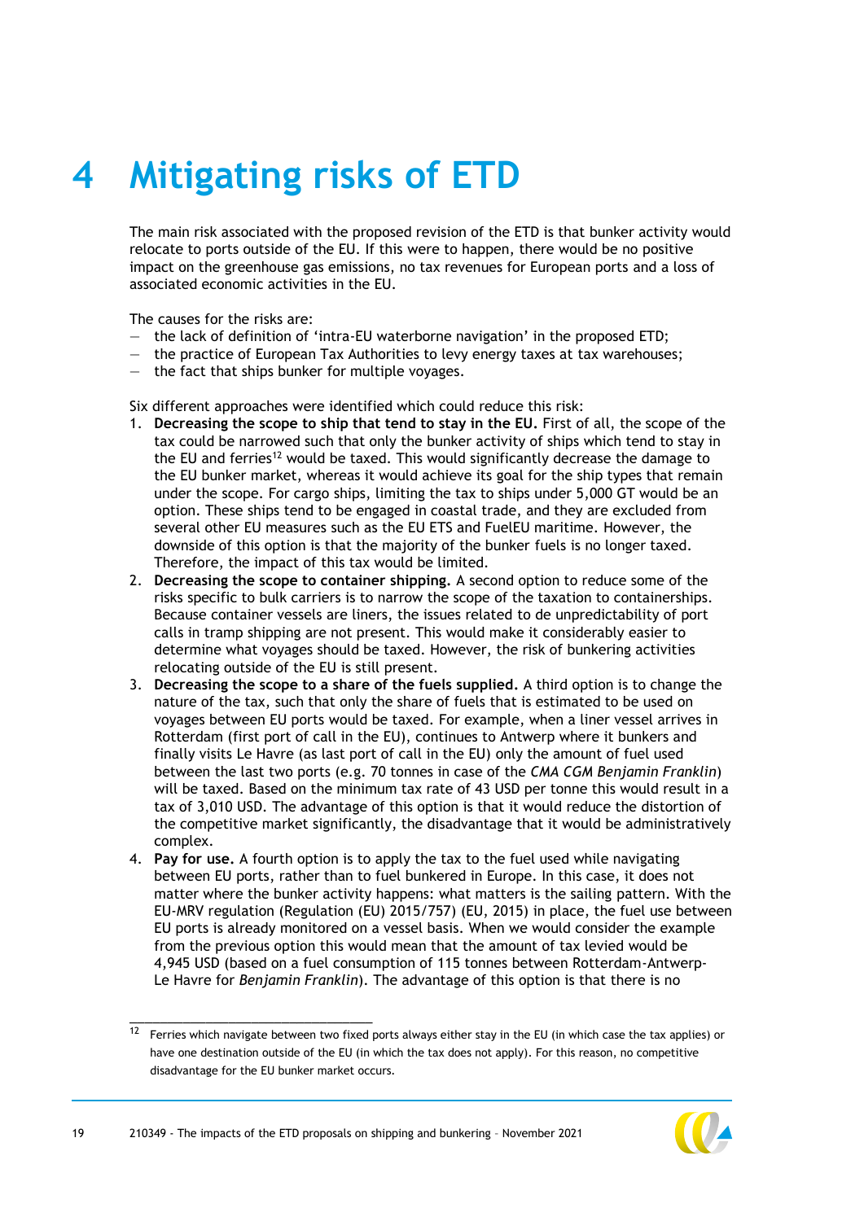# 4 Mitigating risks of ETD

The main risk associated with the proposed revision of the ETD is that bunker activity would relocate to ports outside of the EU. If this were to happen, there would be no positive impact on the greenhouse gas emissions, no tax revenues for European ports and a loss of associated economic activities in the EU.

The causes for the risks are:

- the lack of definition of 'intra-EU waterborne navigation' in the proposed ETD;
- the practice of European Tax Authorities to levy energy taxes at tax warehouses;
- the fact that ships bunker for multiple voyages.

Six different approaches were identified which could reduce this risk:

1. **Decreasing the scope to ship that tend to stay in the EU.** First of all, the scope of the tax could be narrowed such that only the bunker activity of ships which tend to stay in the EU and ferries[12] would be taxed. This would significantly decrease the damage to the EU bunker market, whereas it would achieve its goal for the ship types that remain under the scope. For cargo ships, limiting the tax to ships under 5,000 GT would be an option. These ships tend to be engaged in coastal trade, and they are excluded from several other EU measures such as the EU ETS and FuelEU maritime. However, the downside of this option is that the majority of the bunker fuels is no longer taxed. Therefore, the impact of this tax would be limited.
2. **Decreasing the scope to container shipping.** A second option to reduce some of the risks specific to bulk carriers is to narrow the scope of the taxation to containerships. Because container vessels are liners, the issues related to de unpredictability of port calls in tramp shipping are not present. This would make it considerably easier to determine what voyages should be taxed. However, the risk of bunkering activities relocating outside of the EU is still present.
3. **Decreasing the scope to a share of the fuels supplied.** A third option is to change the nature of the tax, such that only the share of fuels that is estimated to be used on voyages between EU ports would be taxed. For example, when a liner vessel arrives in Rotterdam (first port of call in the EU), continues to Antwerp where it bunkers and finally visits Le Havre (as last port of call in the EU) only the amount of fuel used between the last two ports (e.g. 70 tonnes in case of the *CMA CGM Benjamin Franklin*) will be taxed. Based on the minimum tax rate of 43 USD per tonne this would result in a tax of 3,010 USD. The advantage of this option is that it would reduce the distortion of the competitive market significantly, the disadvantage that it would be administratively complex.
4. **Pay for use.** A fourth option is to apply the tax to the fuel used while navigating between EU ports, rather than to fuel bunkered in Europe. In this case, it does not matter where the bunker activity happens: what matters is the sailing pattern. With the EU-MRV regulation (Regulation (EU) 2015/757) (EU, 2015) in place, the fuel use between EU ports is already monitored on a vessel basis. When we would consider the example from the previous option this would mean that the amount of tax levied would be 4,945 USD (based on a fuel consumption of 115 tonnes between Rotterdam-Antwerp-Le Havre for *Benjamin Franklin*). The advantage of this option is that there is no

[12] Ferries which navigate between two fixed ports always either stay in the EU (in which case the tax applies) or have one destination outside of the EU (in which the tax does not apply). For this reason, no competitive disadvantage for the EU bunker market occurs.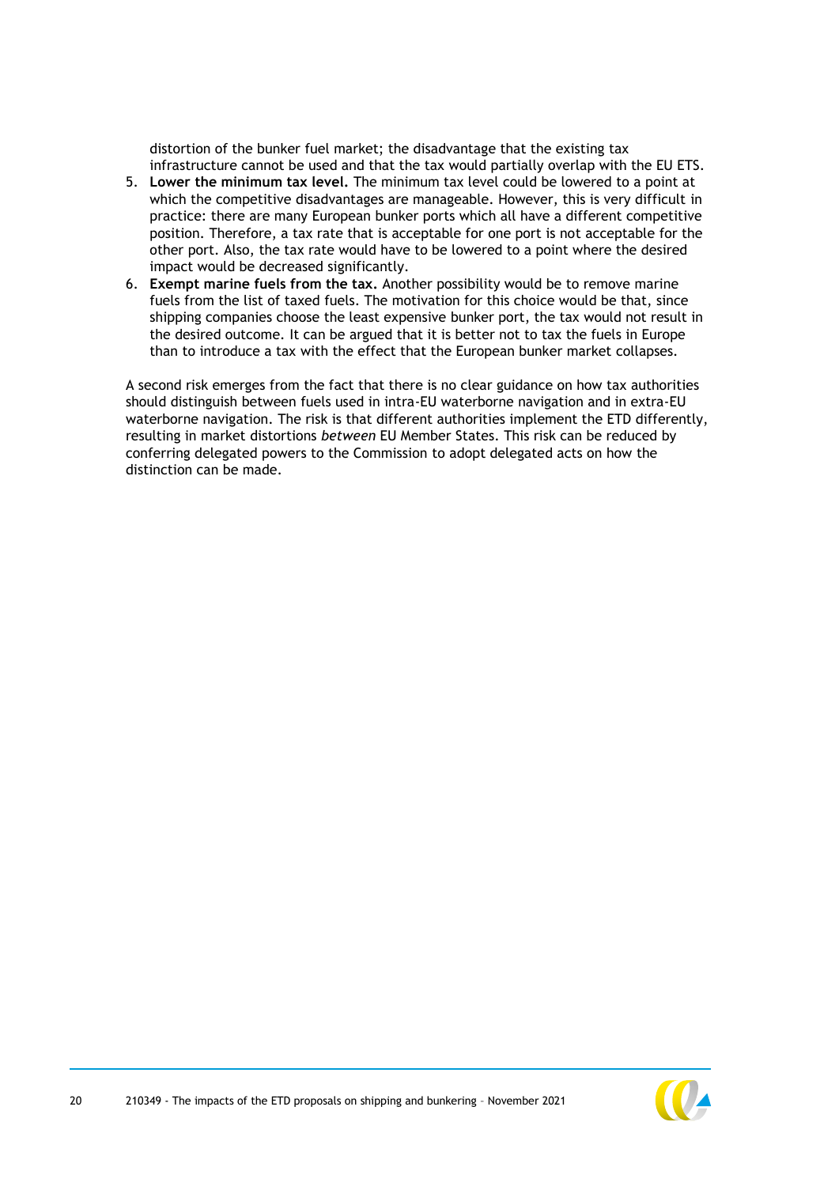distortion of the bunker fuel market; the disadvantage that the existing tax infrastructure cannot be used and that the tax would partially overlap with the EU ETS.

5. **Lower the minimum tax level.** The minimum tax level could be lowered to a point at which the competitive disadvantages are manageable. However, this is very difficult in practice: there are many European bunker ports which all have a different competitive position. Therefore, a tax rate that is acceptable for one port is not acceptable for the other port. Also, the tax rate would have to be lowered to a point where the desired impact would be decreased significantly.
6. **Exempt marine fuels from the tax.** Another possibility would be to remove marine fuels from the list of taxed fuels. The motivation for this choice would be that, since shipping companies choose the least expensive bunker port, the tax would not result in the desired outcome. It can be argued that it is better not to tax the fuels in Europe than to introduce a tax with the effect that the European bunker market collapses.

A second risk emerges from the fact that there is no clear guidance on how tax authorities should distinguish between fuels used in intra-EU waterborne navigation and in extra-EU waterborne navigation. The risk is that different authorities implement the ETD differently, resulting in market distortions *between* EU Member States. This risk can be reduced by conferring delegated powers to the Commission to adopt delegated acts on how the distinction can be made.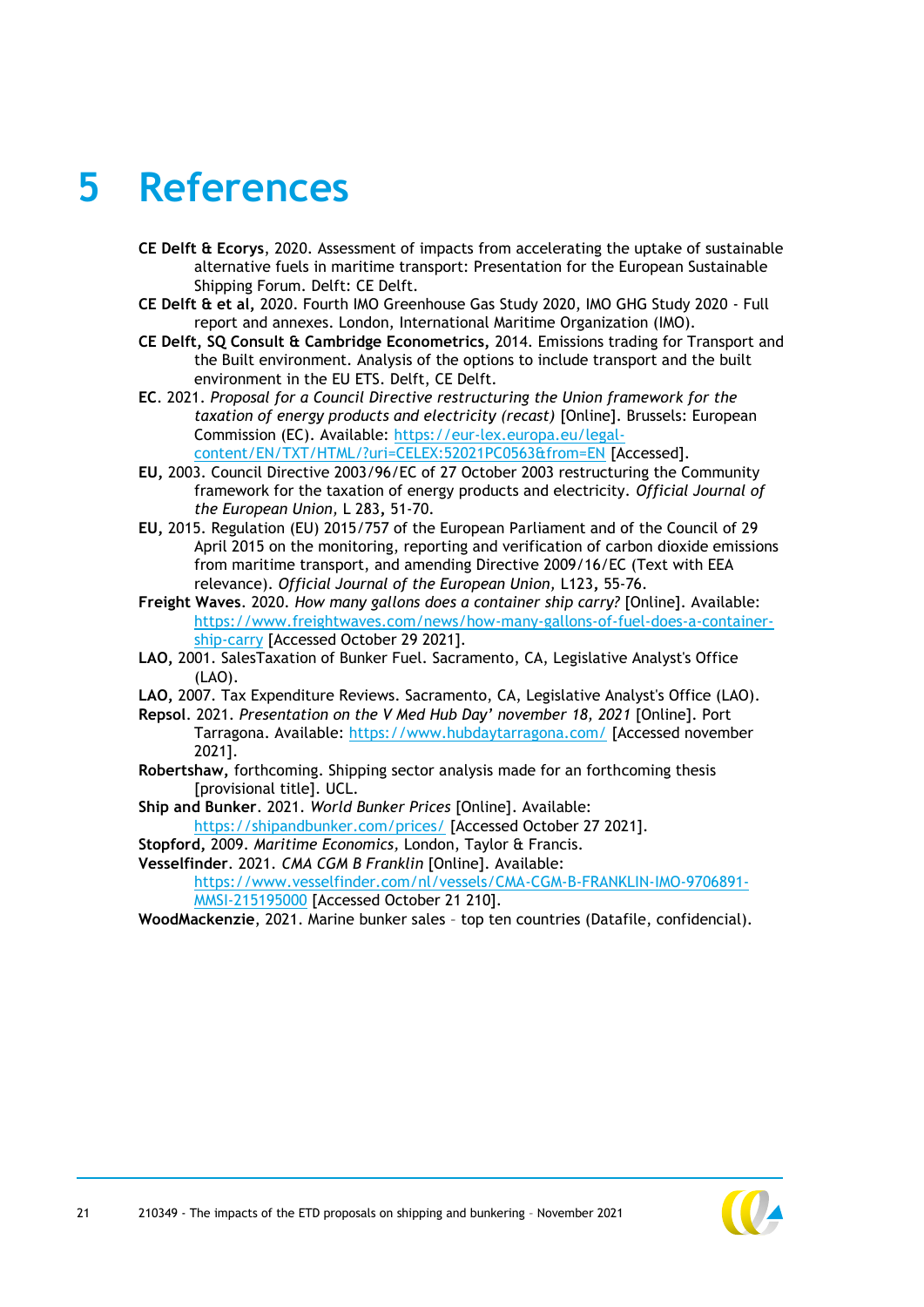# 5 References

**CE Delft & Ecorys**, 2020. Assessment of impacts from accelerating the uptake of sustainable alternative fuels in maritime transport: Presentation for the European Sustainable Shipping Forum. Delft: CE Delft.

**CE Delft & et al**, 2020. Fourth IMO Greenhouse Gas Study 2020, IMO GHG Study 2020 - Full report and annexes. London, International Maritime Organization (IMO).

**CE Delft, SQ Consult & Cambridge Econometrics**, 2014. Emissions trading for Transport and the Built environment. Analysis of the options to include transport and the built environment in the EU ETS. Delft, CE Delft.

**EC**. 2021. *Proposal for a Council Directive restructuring the Union framework for the taxation of energy products and electricity (recast)* [Online]. Brussels: European Commission (EC). Available: https://eur-lex.europa.eu/legal-content/EN/TXT/HTML/?uri=CELEX:52021PC0563&from=EN [Accessed].

**EU**, 2003. Council Directive 2003/96/EC of 27 October 2003 restructuring the Community framework for the taxation of energy products and electricity. *Official Journal of the European Union,* L 283, 51-70.

**EU**, 2015. Regulation (EU) 2015/757 of the European Parliament and of the Council of 29 April 2015 on the monitoring, reporting and verification of carbon dioxide emissions from maritime transport, and amending Directive 2009/16/EC (Text with EEA relevance). *Official Journal of the European Union,* L123, 55-76.

**Freight Waves**. 2020. *How many gallons does a container ship carry?* [Online]. Available: https://www.freightwaves.com/news/how-many-gallons-of-fuel-does-a-container-ship-carry [Accessed October 29 2021].

**LAO**, 2001. SalesTaxation of Bunker Fuel. Sacramento, CA, Legislative Analyst's Office (LAO).

**LAO**, 2007. Tax Expenditure Reviews. Sacramento, CA, Legislative Analyst's Office (LAO).

**Repsol**. 2021. *Presentation on the V Med Hub Day' november 18, 2021* [Online]. Port Tarragona. Available: https://www.hubdaytarragona.com/ [Accessed november 2021].

**Robertshaw**, forthcoming. Shipping sector analysis made for an forthcoming thesis [provisional title]. UCL.

**Ship and Bunker**. 2021. *World Bunker Prices* [Online]. Available: https://shipandbunker.com/prices/ [Accessed October 27 2021].

**Stopford**, 2009. *Maritime Economics,* London, Taylor & Francis.

**Vesselfinder**. 2021. *CMA CGM B Franklin* [Online]. Available: https://www.vesselfinder.com/nl/vessels/CMA-CGM-B-FRANKLIN-IMO-9706891-MMSI-215195000 [Accessed October 21 210].

**WoodMackenzie**, 2021. Marine bunker sales – top ten countries (Datafile, confidencial).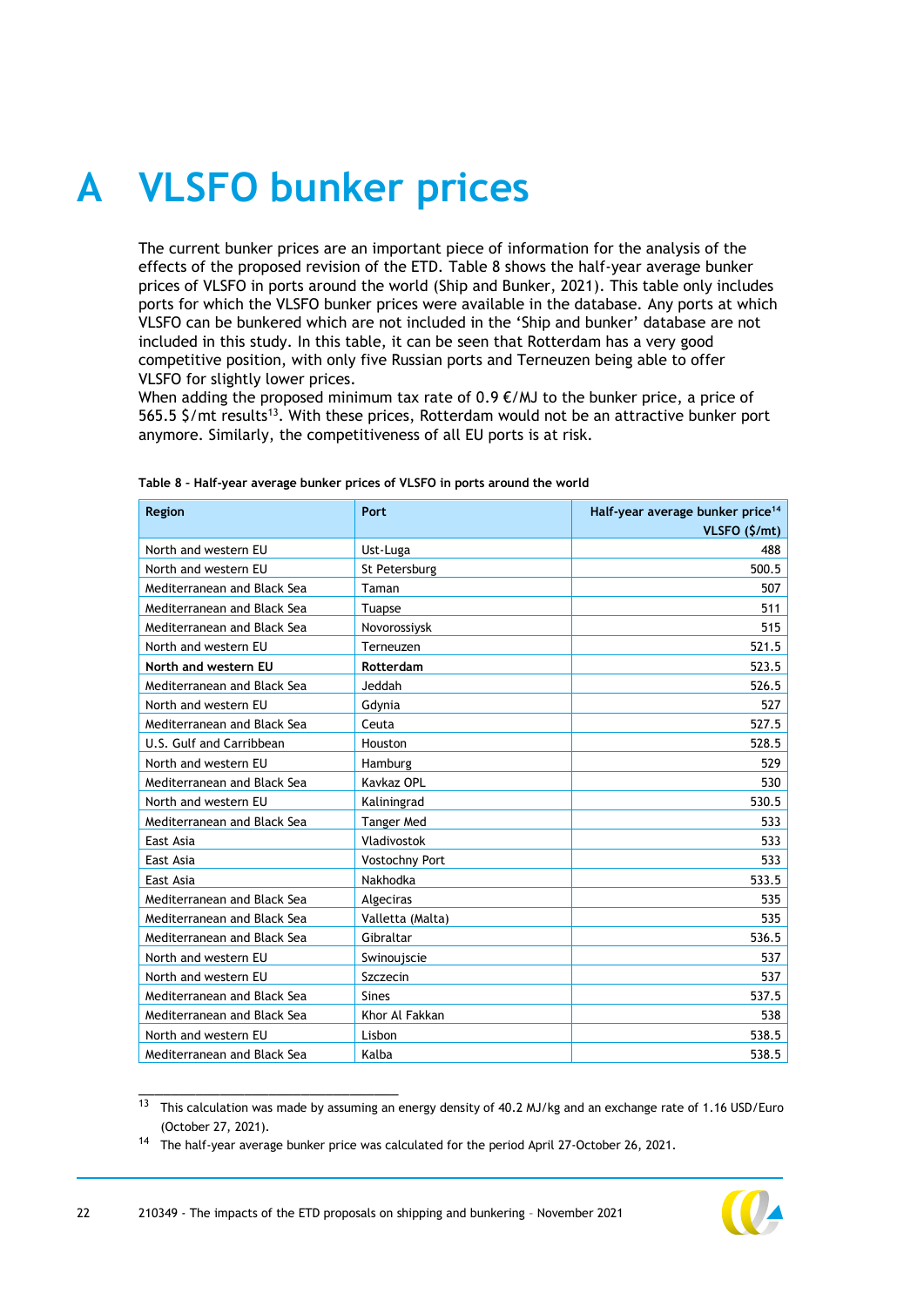# A VLSFO bunker prices

The current bunker prices are an important piece of information for the analysis of the effects of the proposed revision of the ETD. Table 8 shows the half-year average bunker prices of VLSFO in ports around the world (Ship and Bunker, 2021). This table only includes ports for which the VLSFO bunker prices were available in the database. Any ports at which VLSFO can be bunkered which are not included in the 'Ship and bunker' database are not included in this study. In this table, it can be seen that Rotterdam has a very good competitive position, with only five Russian ports and Terneuzen being able to offer VLSFO for slightly lower prices.
When adding the proposed minimum tax rate of 0.9 €/MJ to the bunker price, a price of 565.5 \$/mt results[13]. With these prices, Rotterdam would not be an attractive bunker port anymore. Similarly, the competitiveness of all EU ports is at risk.

**Table 8 - Half-year average bunker prices of VLSFO in ports around the world**

| Region | Port | Half-year average bunker price[14] VLSFO (\$/mt) |
|---|---|---|
| North and western EU | Ust-Luga | 488 |
| North and western EU | St Petersburg | 500.5 |
| Mediterranean and Black Sea | Taman | 507 |
| Mediterranean and Black Sea | Tuapse | 511 |
| Mediterranean and Black Sea | Novorossiysk | 515 |
| North and western EU | Terneuzen | 521.5 |
| **North and western EU** | **Rotterdam** | 523.5 |
| Mediterranean and Black Sea | Jeddah | 526.5 |
| North and western EU | Gdynia | 527 |
| Mediterranean and Black Sea | Ceuta | 527.5 |
| U.S. Gulf and Carribbean | Houston | 528.5 |
| North and western EU | Hamburg | 529 |
| Mediterranean and Black Sea | Kavkaz OPL | 530 |
| North and western EU | Kaliningrad | 530.5 |
| Mediterranean and Black Sea | Tanger Med | 533 |
| East Asia | Vladivostok | 533 |
| East Asia | Vostochny Port | 533 |
| East Asia | Nakhodka | 533.5 |
| Mediterranean and Black Sea | Algeciras | 535 |
| Mediterranean and Black Sea | Valletta (Malta) | 535 |
| Mediterranean and Black Sea | Gibraltar | 536.5 |
| North and western EU | Swinoujscie | 537 |
| North and western EU | Szczecin | 537 |
| Mediterranean and Black Sea | Sines | 537.5 |
| Mediterranean and Black Sea | Khor Al Fakkan | 538 |
| North and western EU | Lisbon | 538.5 |
| Mediterranean and Black Sea | Kalba | 538.5 |

[13] This calculation was made by assuming an energy density of 40.2 MJ/kg and an exchange rate of 1.16 USD/Euro (October 27, 2021).

[14] The half-year average bunker price was calculated for the period April 27-October 26, 2021.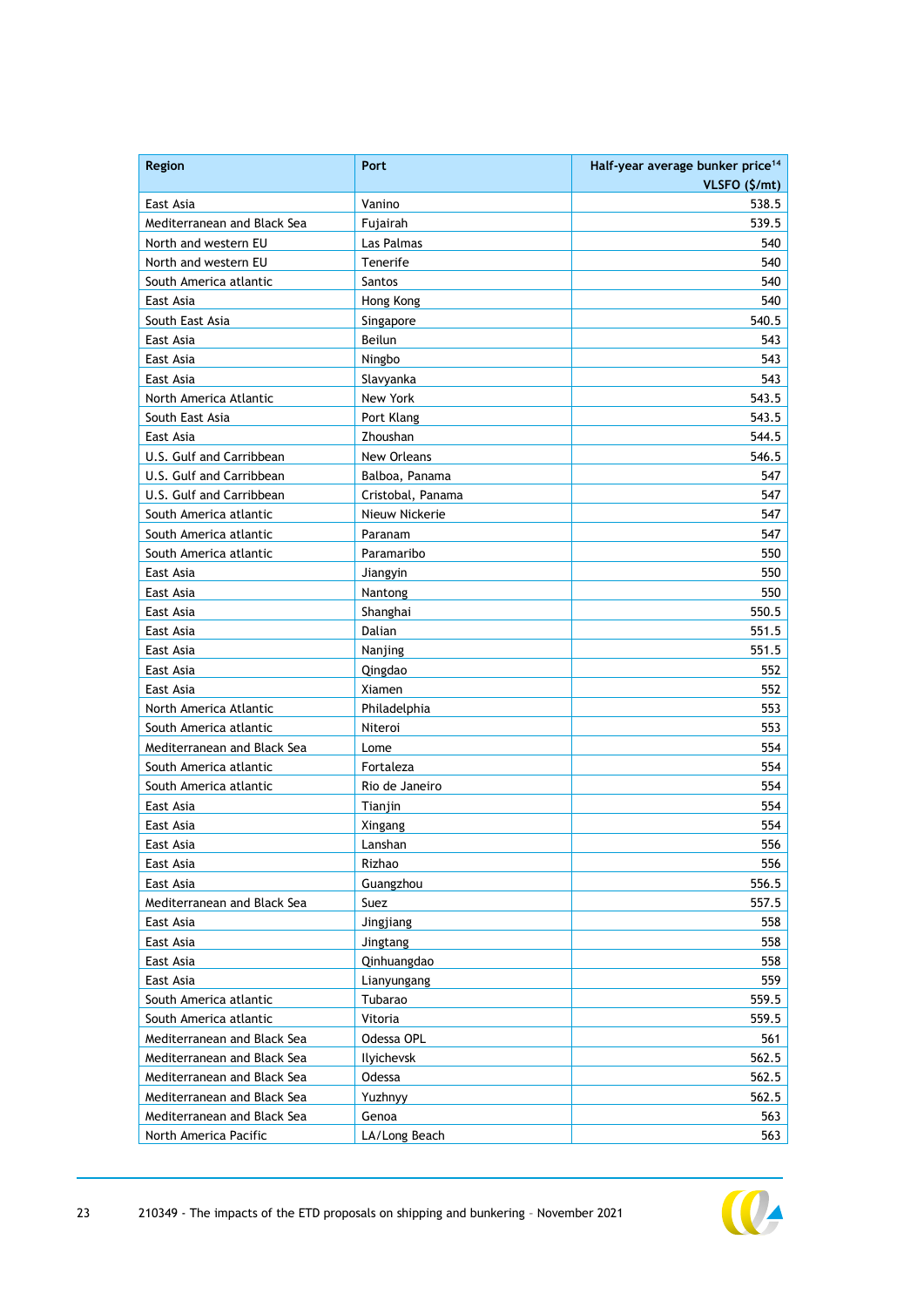| Region | Port | Half-year average bunker price[14] VLSFO ($/mt) |
|---|---|---|
| East Asia | Vanino | 538.5 |
| Mediterranean and Black Sea | Fujairah | 539.5 |
| North and western EU | Las Palmas | 540 |
| North and western EU | Tenerife | 540 |
| South America atlantic | Santos | 540 |
| East Asia | Hong Kong | 540 |
| South East Asia | Singapore | 540.5 |
| East Asia | Beilun | 543 |
| East Asia | Ningbo | 543 |
| East Asia | Slavyanka | 543 |
| North America Atlantic | New York | 543.5 |
| South East Asia | Port Klang | 543.5 |
| East Asia | Zhoushan | 544.5 |
| U.S. Gulf and Carribbean | New Orleans | 546.5 |
| U.S. Gulf and Carribbean | Balboa, Panama | 547 |
| U.S. Gulf and Carribbean | Cristobal, Panama | 547 |
| South America atlantic | Nieuw Nickerie | 547 |
| South America atlantic | Paranam | 547 |
| South America atlantic | Paramaribo | 550 |
| East Asia | Jiangyin | 550 |
| East Asia | Nantong | 550 |
| East Asia | Shanghai | 550.5 |
| East Asia | Dalian | 551.5 |
| East Asia | Nanjing | 551.5 |
| East Asia | Qingdao | 552 |
| East Asia | Xiamen | 552 |
| North America Atlantic | Philadelphia | 553 |
| South America atlantic | Niteroi | 553 |
| Mediterranean and Black Sea | Lome | 554 |
| South America atlantic | Fortaleza | 554 |
| South America atlantic | Rio de Janeiro | 554 |
| East Asia | Tianjin | 554 |
| East Asia | Xingang | 554 |
| East Asia | Lanshan | 556 |
| East Asia | Rizhao | 556 |
| East Asia | Guangzhou | 556.5 |
| Mediterranean and Black Sea | Suez | 557.5 |
| East Asia | Jingjiang | 558 |
| East Asia | Jingtang | 558 |
| East Asia | Qinhuangdao | 558 |
| East Asia | Lianyungang | 559 |
| South America atlantic | Tubarao | 559.5 |
| South America atlantic | Vitoria | 559.5 |
| Mediterranean and Black Sea | Odessa OPL | 561 |
| Mediterranean and Black Sea | Ilyichevsk | 562.5 |
| Mediterranean and Black Sea | Odessa | 562.5 |
| Mediterranean and Black Sea | Yuzhnyy | 562.5 |
| Mediterranean and Black Sea | Genoa | 563 |
| North America Pacific | LA/Long Beach | 563 |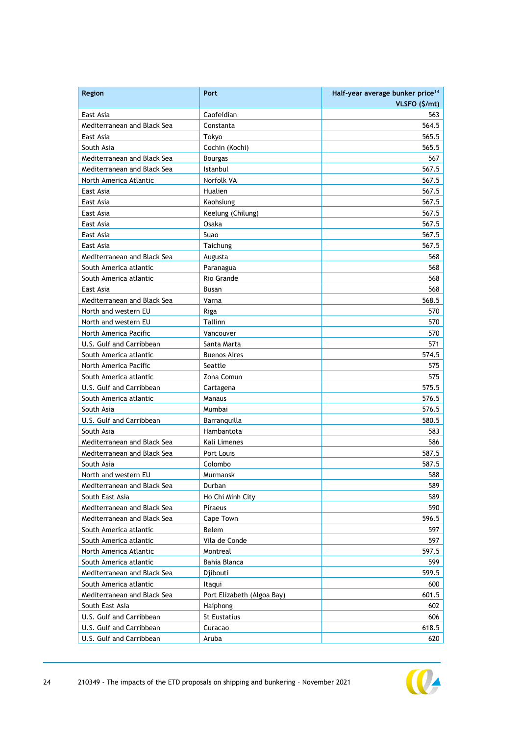| Region | Port | Half-year average bunker price[14] VLSFO ($/mt) |
|---|---|---|
| East Asia | Caofeidian | 563 |
| Mediterranean and Black Sea | Constanta | 564.5 |
| East Asia | Tokyo | 565.5 |
| South Asia | Cochin (Kochi) | 565.5 |
| Mediterranean and Black Sea | Bourgas | 567 |
| Mediterranean and Black Sea | Istanbul | 567.5 |
| North America Atlantic | Norfolk VA | 567.5 |
| East Asia | Hualien | 567.5 |
| East Asia | Kaohsiung | 567.5 |
| East Asia | Keelung (Chilung) | 567.5 |
| East Asia | Osaka | 567.5 |
| East Asia | Suao | 567.5 |
| East Asia | Taichung | 567.5 |
| Mediterranean and Black Sea | Augusta | 568 |
| South America atlantic | Paranagua | 568 |
| South America atlantic | Rio Grande | 568 |
| East Asia | Busan | 568 |
| Mediterranean and Black Sea | Varna | 568.5 |
| North and western EU | Riga | 570 |
| North and western EU | Tallinn | 570 |
| North America Pacific | Vancouver | 570 |
| U.S. Gulf and Carribbean | Santa Marta | 571 |
| South America atlantic | Buenos Aires | 574.5 |
| North America Pacific | Seattle | 575 |
| South America atlantic | Zona Comun | 575 |
| U.S. Gulf and Carribbean | Cartagena | 575.5 |
| South America atlantic | Manaus | 576.5 |
| South Asia | Mumbai | 576.5 |
| U.S. Gulf and Carribbean | Barranquilla | 580.5 |
| South Asia | Hambantota | 583 |
| Mediterranean and Black Sea | Kali Limenes | 586 |
| Mediterranean and Black Sea | Port Louis | 587.5 |
| South Asia | Colombo | 587.5 |
| North and western EU | Murmansk | 588 |
| Mediterranean and Black Sea | Durban | 589 |
| South East Asia | Ho Chi Minh City | 589 |
| Mediterranean and Black Sea | Piraeus | 590 |
| Mediterranean and Black Sea | Cape Town | 596.5 |
| South America atlantic | Belem | 597 |
| South America atlantic | Vila de Conde | 597 |
| North America Atlantic | Montreal | 597.5 |
| South America atlantic | Bahia Blanca | 599 |
| Mediterranean and Black Sea | Djibouti | 599.5 |
| South America atlantic | Itaqui | 600 |
| Mediterranean and Black Sea | Port Elizabeth (Algoa Bay) | 601.5 |
| South East Asia | Haiphong | 602 |
| U.S. Gulf and Carribbean | St Eustatius | 606 |
| U.S. Gulf and Carribbean | Curacao | 618.5 |
| U.S. Gulf and Carribbean | Aruba | 620 |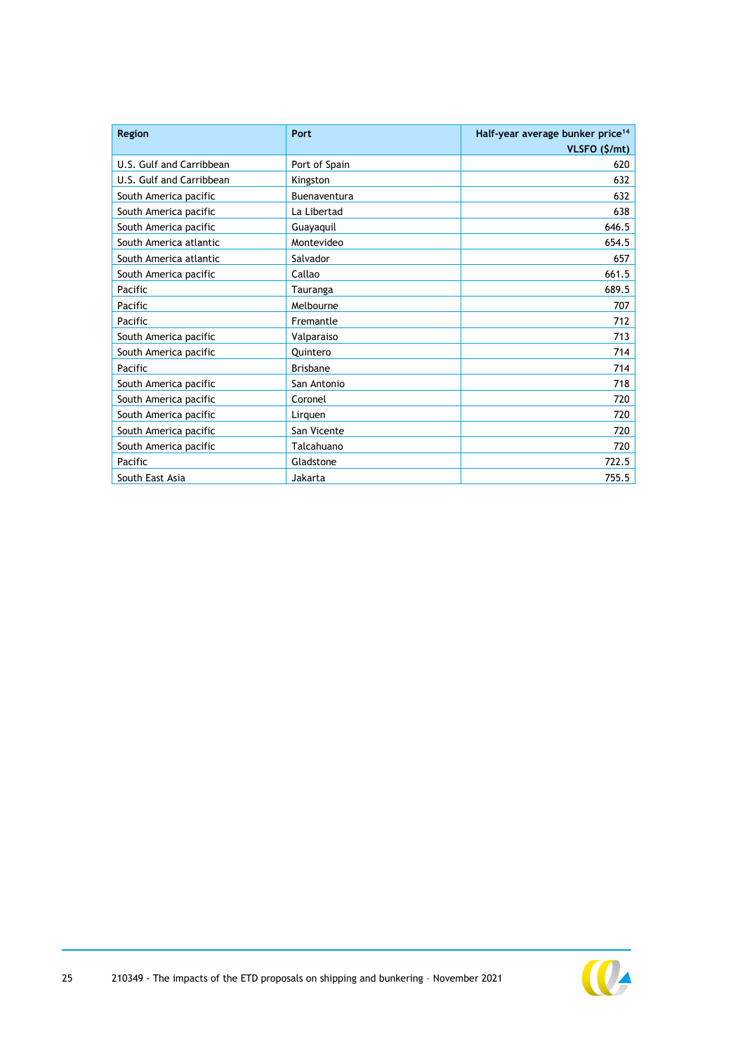| Region | Port | Half-year average bunker price[14] VLSFO ($/mt) |
|---|---|---|
| U.S. Gulf and Carribbean | Port of Spain | 620 |
| U.S. Gulf and Carribbean | Kingston | 632 |
| South America pacific | Buenaventura | 632 |
| South America pacific | La Libertad | 638 |
| South America pacific | Guayaquil | 646.5 |
| South America atlantic | Montevideo | 654.5 |
| South America atlantic | Salvador | 657 |
| South America pacific | Callao | 661.5 |
| Pacific | Tauranga | 689.5 |
| Pacific | Melbourne | 707 |
| Pacific | Fremantle | 712 |
| South America pacific | Valparaiso | 713 |
| South America pacific | Quintero | 714 |
| Pacific | Brisbane | 714 |
| South America pacific | San Antonio | 718 |
| South America pacific | Coronel | 720 |
| South America pacific | Lirquen | 720 |
| South America pacific | San Vicente | 720 |
| South America pacific | Talcahuano | 720 |
| Pacific | Gladstone | 722.5 |
| South East Asia | Jakarta | 755.5 |